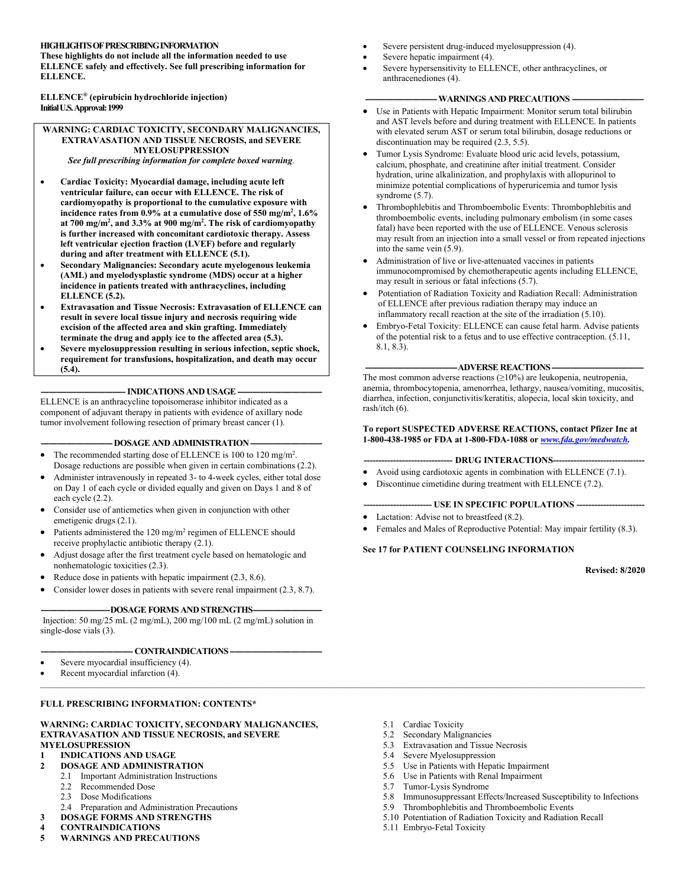**HIGHLIGHTS OF PRESCRIBING INFORMATION**
**These highlights do not include all the information needed to use ELLENCE safely and effectively. See full prescribing information for ELLENCE.**

**ELLENCE® (epirubicin hydrochloride injection)**
**Initial U.S. Approval: 1999**

**WARNING: CARDIAC TOXICITY, SECONDARY MALIGNANCIES, EXTRAVASATION AND TISSUE NECROSIS, and SEVERE MYELOSUPPRESSION**
*See full prescribing information for complete boxed warning.*

- **Cardiac Toxicity: Myocardial damage, including acute left ventricular failure, can occur with ELLENCE. The risk of cardiomyopathy is proportional to the cumulative exposure with incidence rates from 0.9% at a cumulative dose of 550 mg/m$^2$, 1.6% at 700 mg/m$^2$, and 3.3% at 900 mg/m$^2$. The risk of cardiomyopathy is further increased with concomitant cardiotoxic therapy. Assess left ventricular ejection fraction (LVEF) before and regularly during and after treatment with ELLENCE (5.1).**
- **Secondary Malignancies: Secondary acute myelogenous leukemia (AML) and myelodysplastic syndrome (MDS) occur at a higher incidence in patients treated with anthracyclines, including ELLENCE (5.2).**
- **Extravasation and Tissue Necrosis: Extravasation of ELLENCE can result in severe local tissue injury and necrosis requiring wide excision of the affected area and skin grafting. Immediately terminate the drug and apply ice to the affected area (5.3).**
- **Severe myelosuppression resulting in serious infection, septic shock, requirement for transfusions, hospitalization, and death may occur (5.4).**

**INDICATIONS AND USAGE**

ELLENCE is an anthracycline topoisomerase inhibitor indicated as a component of adjuvant therapy in patients with evidence of axillary node tumor involvement following resection of primary breast cancer (1).

**DOSAGE AND ADMINISTRATION**

- The recommended starting dose of ELLENCE is 100 to 120 mg/m$^2$. Dosage reductions are possible when given in certain combinations (2.2).
- Administer intravenously in repeated 3- to 4-week cycles, either total dose on Day 1 of each cycle or divided equally and given on Days 1 and 8 of each cycle (2.2).
- Consider use of antiemetics when given in conjunction with other emetigenic drugs (2.1).
- Patients administered the 120 mg/m$^2$ regimen of ELLENCE should receive prophylactic antibiotic therapy (2.1).
- Adjust dosage after the first treatment cycle based on hematologic and nonhematologic toxicities (2.3).
- Reduce dose in patients with hepatic impairment (2.3, 8.6).
- Consider lower doses in patients with severe renal impairment (2.3, 8.7).

**DOSAGE FORMS AND STRENGTHS**

Injection: 50 mg/25 mL (2 mg/mL), 200 mg/100 mL (2 mg/mL) solution in single-dose vials (3).

**CONTRAINDICATIONS**

- Severe myocardial insufficiency (4).
- Recent myocardial infarction (4).
- Severe persistent drug-induced myelosuppression (4).
- Severe hepatic impairment (4).
- Severe hypersensitivity to ELLENCE, other anthracyclines, or anthracenediones (4).

**WARNINGS AND PRECAUTIONS**

- Use in Patients with Hepatic Impairment: Monitor serum total bilirubin and AST levels before and during treatment with ELLENCE. In patients with elevated serum AST or serum total bilirubin, dosage reductions or discontinuation may be required (2.3, 5.5).
- Tumor Lysis Syndrome: Evaluate blood uric acid levels, potassium, calcium, phosphate, and creatinine after initial treatment. Consider hydration, urine alkalinization, and prophylaxis with allopurinol to minimize potential complications of hyperuricemia and tumor lysis syndrome (5.7).
- Thrombophlebitis and Thromboembolic Events: Thrombophlebitis and thromboembolic events, including pulmonary embolism (in some cases fatal) have been reported with the use of ELLENCE. Venous sclerosis may result from an injection into a small vessel or from repeated injections into the same vein (5.9).
- Administration of live or live-attenuated vaccines in patients immunocompromised by chemotherapeutic agents including ELLENCE, may result in serious or fatal infections (5.7).
- Potentiation of Radiation Toxicity and Radiation Recall: Administration of ELLENCE after previous radiation therapy may induce an inflammatory recall reaction at the site of the irradiation (5.10).
- Embryo-Fetal Toxicity: ELLENCE can cause fetal harm. Advise patients of the potential risk to a fetus and to use effective contraception. (5.11, 8.1, 8.3).

**ADVERSE REACTIONS**

The most common adverse reactions (≥10%) are leukopenia, neutropenia, anemia, thrombocytopenia, amenorrhea, lethargy, nausea/vomiting, mucositis, diarrhea, infection, conjunctivitis/keratitis, alopecia, local skin toxicity, and rash/itch (6).

**To report SUSPECTED ADVERSE REACTIONS, contact Pfizer Inc at 1-800-438-1985 or FDA at 1-800-FDA-1088 or *www.fda.gov/medwatch*.**

**DRUG INTERACTIONS**

- Avoid using cardiotoxic agents in combination with ELLENCE (7.1).
- Discontinue cimetidine during treatment with ELLENCE (7.2).

**USE IN SPECIFIC POPULATIONS**

- Lactation: Advise not to breastfeed (8.2).
- Females and Males of Reproductive Potential: May impair fertility (8.3).

**See 17 for PATIENT COUNSELING INFORMATION**

**Revised: 8/2020**

---

**FULL PRESCRIBING INFORMATION: CONTENTS\***

**WARNING: CARDIAC TOXICITY, SECONDARY MALIGNANCIES, EXTRAVASATION AND TISSUE NECROSIS, and SEVERE MYELOSUPPRESSION**
**1 INDICATIONS AND USAGE**
**2 DOSAGE AND ADMINISTRATION**
- 2.1 Important Administration Instructions
- 2.2 Recommended Dose
- 2.3 Dose Modifications
- 2.4 Preparation and Administration Precautions

**3 DOSAGE FORMS AND STRENGTHS**
**4 CONTRAINDICATIONS**
**5 WARNINGS AND PRECAUTIONS**
- 5.1 Cardiac Toxicity
- 5.2 Secondary Malignancies
- 5.3 Extravasation and Tissue Necrosis
- 5.4 Severe Myelosuppression
- 5.5 Use in Patients with Hepatic Impairment
- 5.6 Use in Patients with Renal Impairment
- 5.7 Tumor-Lysis Syndrome
- 5.8 Immunosuppressant Effects/Increased Susceptibility to Infections
- 5.9 Thrombophlebitis and Thromboembolic Events
- 5.10 Potentiation of Radiation Toxicity and Radiation Recall
- 5.11 Embryo-Fetal Toxicity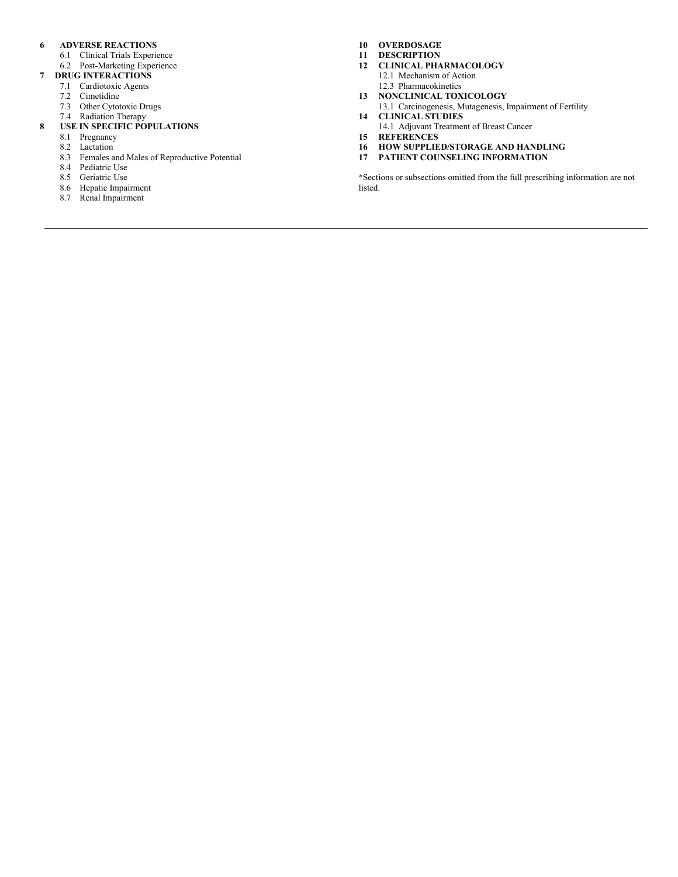**6 ADVERSE REACTIONS**
- 6.1 Clinical Trials Experience
- 6.2 Post-Marketing Experience

**7 DRUG INTERACTIONS**
- 7.1 Cardiotoxic Agents
- 7.2 Cimetidine
- 7.3 Other Cytotoxic Drugs
- 7.4 Radiation Therapy

**8 USE IN SPECIFIC POPULATIONS**
- 8.1 Pregnancy
- 8.2 Lactation
- 8.3 Females and Males of Reproductive Potential
- 8.4 Pediatric Use
- 8.5 Geriatric Use
- 8.6 Hepatic Impairment
- 8.7 Renal Impairment

**10 OVERDOSAGE**

**11 DESCRIPTION**

**12 CLINICAL PHARMACOLOGY**
- 12.1 Mechanism of Action
- 12.3 Pharmacokinetics

**13 NONCLINICAL TOXICOLOGY**
- 13.1 Carcinogenesis, Mutagenesis, Impairment of Fertility

**14 CLINICAL STUDIES**
- 14.1 Adjuvant Treatment of Breast Cancer

**15 REFERENCES**

**16 HOW SUPPLIED/STORAGE AND HANDLING**

**17 PATIENT COUNSELING INFORMATION**

*Sections or subsections omitted from the full prescribing information are not listed.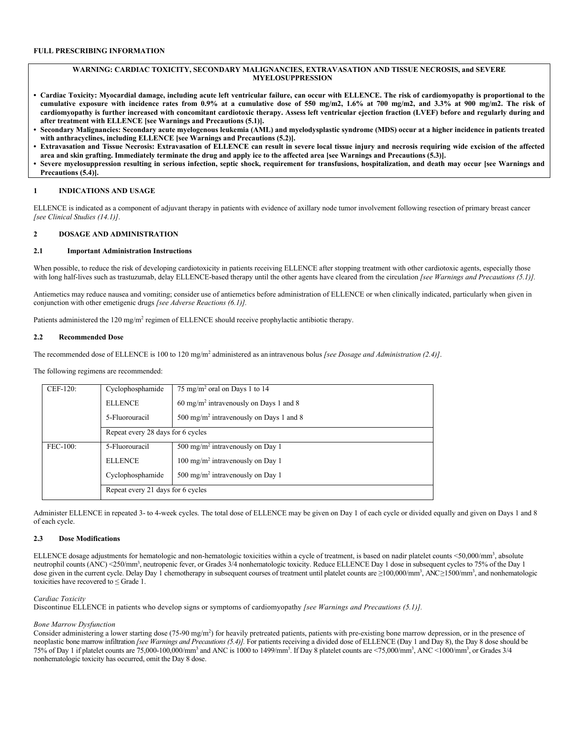**FULL PRESCRIBING INFORMATION**

**WARNING: CARDIAC TOXICITY, SECONDARY MALIGNANCIES, EXTRAVASATION AND TISSUE NECROSIS, and SEVERE MYELOSUPPRESSION**

- **Cardiac Toxicity: Myocardial damage, including acute left ventricular failure, can occur with ELLENCE. The risk of cardiomyopathy is proportional to the cumulative exposure with incidence rates from 0.9% at a cumulative dose of 550 mg/m2, 1.6% at 700 mg/m2, and 3.3% at 900 mg/m2. The risk of cardiomyopathy is further increased with concomitant cardiotoxic therapy. Assess left ventricular ejection fraction (LVEF) before and regularly during and after treatment with ELLENCE [see Warnings and Precautions (5.1)].**
- **Secondary Malignancies: Secondary acute myelogenous leukemia (AML) and myelodysplastic syndrome (MDS) occur at a higher incidence in patients treated with anthracyclines, including ELLENCE [see Warnings and Precautions (5.2)].**
- **Extravasation and Tissue Necrosis: Extravasation of ELLENCE can result in severe local tissue injury and necrosis requiring wide excision of the affected area and skin grafting. Immediately terminate the drug and apply ice to the affected area [see Warnings and Precautions (5.3)].**
- **Severe myelosuppression resulting in serious infection, septic shock, requirement for transfusions, hospitalization, and death may occur [see Warnings and Precautions (5.4)].**

## 1 INDICATIONS AND USAGE

ELLENCE is indicated as a component of adjuvant therapy in patients with evidence of axillary node tumor involvement following resection of primary breast cancer *[see Clinical Studies (14.1)]*.

## 2 DOSAGE AND ADMINISTRATION

### 2.1 Important Administration Instructions

When possible, to reduce the risk of developing cardiotoxicity in patients receiving ELLENCE after stopping treatment with other cardiotoxic agents, especially those with long half-lives such as trastuzumab, delay ELLENCE-based therapy until the other agents have cleared from the circulation *[see Warnings and Precautions (5.1)].*

Antiemetics may reduce nausea and vomiting; consider use of antiemetics before administration of ELLENCE or when clinically indicated, particularly when given in conjunction with other emetigenic drugs *[see Adverse Reactions (6.1)].*

Patients administered the 120 mg/m$^2$ regimen of ELLENCE should receive prophylactic antibiotic therapy.

### 2.2 Recommended Dose

The recommended dose of ELLENCE is 100 to 120 mg/m$^2$ administered as an intravenous bolus *[see Dosage and Administration (2.4)]*.

The following regimens are recommended:

| | | |
|---|---|---|
| CEF-120: | Cyclophosphamide | 75 mg/m$^2$ oral on Days 1 to 14 |
| | ELLENCE | 60 mg/m$^2$ intravenously on Days 1 and 8 |
| | 5-Fluorouracil | 500 mg/m$^2$ intravenously on Days 1 and 8 |
| | Repeat every 28 days for 6 cycles | |
| FEC-100: | 5-Fluorouracil | 500 mg/m$^2$ intravenously on Day 1 |
| | ELLENCE | 100 mg/m$^2$ intravenously on Day 1 |
| | Cyclophosphamide | 500 mg/m$^2$ intravenously on Day 1 |
| | Repeat every 21 days for 6 cycles | |

Administer ELLENCE in repeated 3- to 4-week cycles. The total dose of ELLENCE may be given on Day 1 of each cycle or divided equally and given on Days 1 and 8 of each cycle.

### 2.3 Dose Modifications

ELLENCE dosage adjustments for hematologic and non-hematologic toxicities within a cycle of treatment, is based on nadir platelet counts <50,000/mm$^3$, absolute neutrophil counts (ANC) <250/mm$^3$, neutropenic fever, or Grades 3/4 nonhematologic toxicity. Reduce ELLENCE Day 1 dose in subsequent cycles to 75% of the Day 1 dose given in the current cycle. Delay Day 1 chemotherapy in subsequent courses of treatment until platelet counts are ≥100,000/mm$^3$, ANC≥1500/mm$^3$, and nonhematologic toxicities have recovered to ≤ Grade 1.

*Cardiac Toxicity*
Discontinue ELLENCE in patients who develop signs or symptoms of cardiomyopathy *[see Warnings and Precautions (5.1)].*

*Bone Marrow Dysfunction*
Consider administering a lower starting dose (75-90 mg/m$^2$) for heavily pretreated patients, patients with pre-existing bone marrow depression, or in the presence of neoplastic bone marrow infiltration *[see Warnings and Precautions (5.4)].* For patients receiving a divided dose of ELLENCE (Day 1 and Day 8), the Day 8 dose should be 75% of Day 1 if platelet counts are 75,000-100,000/mm$^3$ and ANC is 1000 to 1499/mm$^3$. If Day 8 platelet counts are <75,000/mm$^3$, ANC <1000/mm$^3$, or Grades 3/4 nonhematologic toxicity has occurred, omit the Day 8 dose.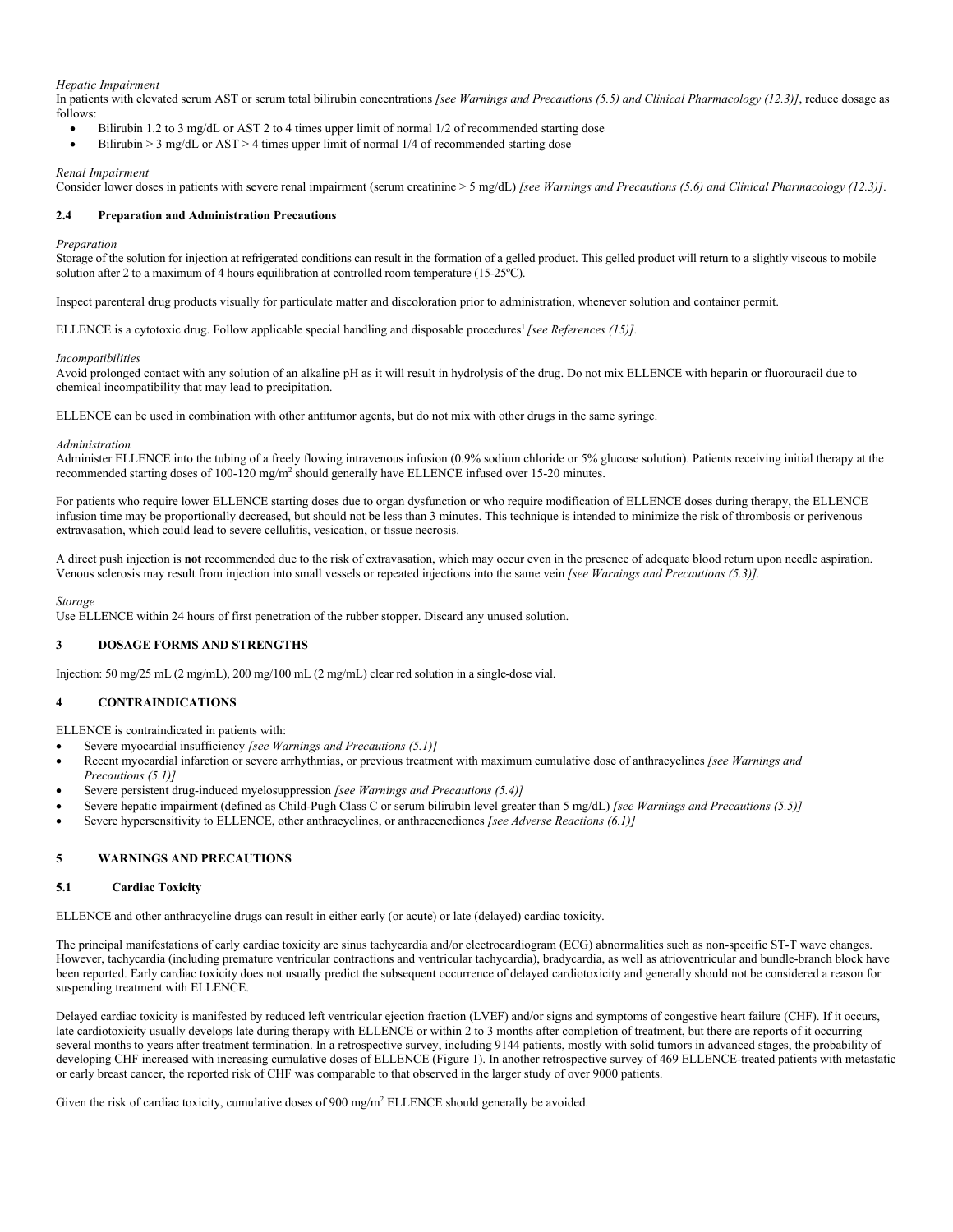*Hepatic Impairment*

In patients with elevated serum AST or serum total bilirubin concentrations *[see Warnings and Precautions (5.5) and Clinical Pharmacology (12.3)]*, reduce dosage as follows:

- Bilirubin 1.2 to 3 mg/dL or AST 2 to 4 times upper limit of normal 1/2 of recommended starting dose
- Bilirubin > 3 mg/dL or AST > 4 times upper limit of normal 1/4 of recommended starting dose

*Renal Impairment*

Consider lower doses in patients with severe renal impairment (serum creatinine > 5 mg/dL) *[see Warnings and Precautions (5.6) and Clinical Pharmacology (12.3)]*.

### 2.4 Preparation and Administration Precautions

*Preparation*

Storage of the solution for injection at refrigerated conditions can result in the formation of a gelled product. This gelled product will return to a slightly viscous to mobile solution after 2 to a maximum of 4 hours equilibration at controlled room temperature (15-25ºC).

Inspect parenteral drug products visually for particulate matter and discoloration prior to administration, whenever solution and container permit.

ELLENCE is a cytotoxic drug. Follow applicable special handling and disposable procedures[1] *[see References (15)]*.

*Incompatibilities*

Avoid prolonged contact with any solution of an alkaline pH as it will result in hydrolysis of the drug. Do not mix ELLENCE with heparin or fluorouracil due to chemical incompatibility that may lead to precipitation.

ELLENCE can be used in combination with other antitumor agents, but do not mix with other drugs in the same syringe.

*Administration*

Administer ELLENCE into the tubing of a freely flowing intravenous infusion (0.9% sodium chloride or 5% glucose solution). Patients receiving initial therapy at the recommended starting doses of 100-120 mg/m$^2$ should generally have ELLENCE infused over 15-20 minutes.

For patients who require lower ELLENCE starting doses due to organ dysfunction or who require modification of ELLENCE doses during therapy, the ELLENCE infusion time may be proportionally decreased, but should not be less than 3 minutes. This technique is intended to minimize the risk of thrombosis or perivenous extravasation, which could lead to severe cellulitis, vesication, or tissue necrosis.

A direct push injection is **not** recommended due to the risk of extravasation, which may occur even in the presence of adequate blood return upon needle aspiration. Venous sclerosis may result from injection into small vessels or repeated injections into the same vein *[see Warnings and Precautions (5.3)]*.

*Storage*

Use ELLENCE within 24 hours of first penetration of the rubber stopper. Discard any unused solution.

## 3 DOSAGE FORMS AND STRENGTHS

Injection: 50 mg/25 mL (2 mg/mL), 200 mg/100 mL (2 mg/mL) clear red solution in a single-dose vial.

## 4 CONTRAINDICATIONS

ELLENCE is contraindicated in patients with:

- Severe myocardial insufficiency *[see Warnings and Precautions (5.1)]*
- Recent myocardial infarction or severe arrhythmias, or previous treatment with maximum cumulative dose of anthracyclines *[see Warnings and Precautions (5.1)]*
- Severe persistent drug-induced myelosuppression *[see Warnings and Precautions (5.4)]*
- Severe hepatic impairment (defined as Child-Pugh Class C or serum bilirubin level greater than 5 mg/dL) *[see Warnings and Precautions (5.5)]*
- Severe hypersensitivity to ELLENCE, other anthracyclines, or anthracenediones *[see Adverse Reactions (6.1)]*

## 5 WARNINGS AND PRECAUTIONS

### 5.1 Cardiac Toxicity

ELLENCE and other anthracycline drugs can result in either early (or acute) or late (delayed) cardiac toxicity.

The principal manifestations of early cardiac toxicity are sinus tachycardia and/or electrocardiogram (ECG) abnormalities such as non-specific ST-T wave changes. However, tachycardia (including premature ventricular contractions and ventricular tachycardia), bradycardia, as well as atrioventricular and bundle-branch block have been reported. Early cardiac toxicity does not usually predict the subsequent occurrence of delayed cardiotoxicity and generally should not be considered a reason for suspending treatment with ELLENCE.

Delayed cardiac toxicity is manifested by reduced left ventricular ejection fraction (LVEF) and/or signs and symptoms of congestive heart failure (CHF). If it occurs, late cardiotoxicity usually develops late during therapy with ELLENCE or within 2 to 3 months after completion of treatment, but there are reports of it occurring several months to years after treatment termination. In a retrospective survey, including 9144 patients, mostly with solid tumors in advanced stages, the probability of developing CHF increased with increasing cumulative doses of ELLENCE (Figure 1). In another retrospective survey of 469 ELLENCE-treated patients with metastatic or early breast cancer, the reported risk of CHF was comparable to that observed in the larger study of over 9000 patients.

Given the risk of cardiac toxicity, cumulative doses of 900 mg/m$^2$ ELLENCE should generally be avoided.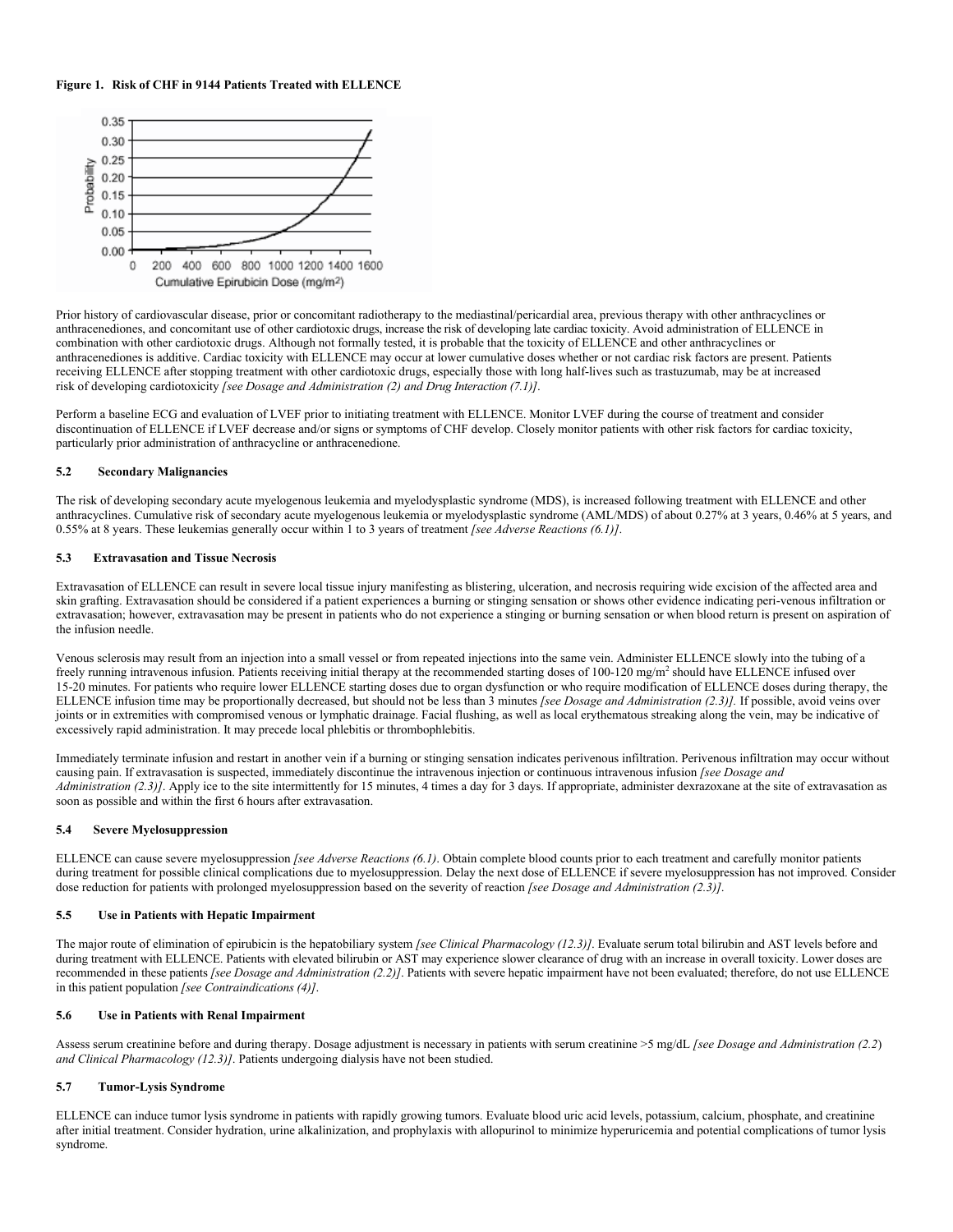**Figure 1. Risk of CHF in 9144 Patients Treated with ELLENCE**

Prior history of cardiovascular disease, prior or concomitant radiotherapy to the mediastinal/pericardial area, previous therapy with other anthracyclines or anthracenediones, and concomitant use of other cardiotoxic drugs, increase the risk of developing late cardiac toxicity. Avoid administration of ELLENCE in combination with other cardiotoxic drugs. Although not formally tested, it is probable that the toxicity of ELLENCE and other anthracyclines or anthracenediones is additive. Cardiac toxicity with ELLENCE may occur at lower cumulative doses whether or not cardiac risk factors are present. Patients receiving ELLENCE after stopping treatment with other cardiotoxic drugs, especially those with long half-lives such as trastuzumab, may be at increased risk of developing cardiotoxicity *[see Dosage and Administration (2) and Drug Interaction (7.1)]*.

Perform a baseline ECG and evaluation of LVEF prior to initiating treatment with ELLENCE. Monitor LVEF during the course of treatment and consider discontinuation of ELLENCE if LVEF decrease and/or signs or symptoms of CHF develop. Closely monitor patients with other risk factors for cardiac toxicity, particularly prior administration of anthracycline or anthracenedione.

### 5.2 Secondary Malignancies

The risk of developing secondary acute myelogenous leukemia and myelodysplastic syndrome (MDS), is increased following treatment with ELLENCE and other anthracyclines. Cumulative risk of secondary acute myelogenous leukemia or myelodysplastic syndrome (AML/MDS) of about 0.27% at 3 years, 0.46% at 5 years, and 0.55% at 8 years. These leukemias generally occur within 1 to 3 years of treatment *[see Adverse Reactions (6.1)]*.

### 5.3 Extravasation and Tissue Necrosis

Extravasation of ELLENCE can result in severe local tissue injury manifesting as blistering, ulceration, and necrosis requiring wide excision of the affected area and skin grafting. Extravasation should be considered if a patient experiences a burning or stinging sensation or shows other evidence indicating peri-venous infiltration or extravasation; however, extravasation may be present in patients who do not experience a stinging or burning sensation or when blood return is present on aspiration of the infusion needle.

Venous sclerosis may result from an injection into a small vessel or from repeated injections into the same vein. Administer ELLENCE slowly into the tubing of a freely running intravenous infusion. Patients receiving initial therapy at the recommended starting doses of 100-120 mg/m$^2$ should have ELLENCE infused over 15-20 minutes. For patients who require lower ELLENCE starting doses due to organ dysfunction or who require modification of ELLENCE doses during therapy, the ELLENCE infusion time may be proportionally decreased, but should not be less than 3 minutes *[see Dosage and Administration (2.3)].* If possible, avoid veins over joints or in extremities with compromised venous or lymphatic drainage. Facial flushing, as well as local erythematous streaking along the vein, may be indicative of excessively rapid administration. It may precede local phlebitis or thrombophlebitis.

Immediately terminate infusion and restart in another vein if a burning or stinging sensation indicates perivenous infiltration. Perivenous infiltration may occur without causing pain. If extravasation is suspected, immediately discontinue the intravenous injection or continuous intravenous infusion *[see Dosage and Administration (2.3)]*. Apply ice to the site intermittently for 15 minutes, 4 times a day for 3 days. If appropriate, administer dexrazoxane at the site of extravasation as soon as possible and within the first 6 hours after extravasation.

### 5.4 Severe Myelosuppression

ELLENCE can cause severe myelosuppression *[see Adverse Reactions (6.1)*. Obtain complete blood counts prior to each treatment and carefully monitor patients during treatment for possible clinical complications due to myelosuppression. Delay the next dose of ELLENCE if severe myelosuppression has not improved. Consider dose reduction for patients with prolonged myelosuppression based on the severity of reaction *[see Dosage and Administration (2.3)]*.

### 5.5 Use in Patients with Hepatic Impairment

The major route of elimination of epirubicin is the hepatobiliary system *[see Clinical Pharmacology (12.3)]*. Evaluate serum total bilirubin and AST levels before and during treatment with ELLENCE. Patients with elevated bilirubin or AST may experience slower clearance of drug with an increase in overall toxicity. Lower doses are recommended in these patients *[see Dosage and Administration (2.2)]*. Patients with severe hepatic impairment have not been evaluated; therefore, do not use ELLENCE in this patient population *[see Contraindications (4)]*.

### 5.6 Use in Patients with Renal Impairment

Assess serum creatinine before and during therapy. Dosage adjustment is necessary in patients with serum creatinine >5 mg/dL *[see Dosage and Administration (2.2) and Clinical Pharmacology (12.3)]*. Patients undergoing dialysis have not been studied.

### 5.7 Tumor-Lysis Syndrome

ELLENCE can induce tumor lysis syndrome in patients with rapidly growing tumors. Evaluate blood uric acid levels, potassium, calcium, phosphate, and creatinine after initial treatment. Consider hydration, urine alkalinization, and prophylaxis with allopurinol to minimize hyperuricemia and potential complications of tumor lysis syndrome.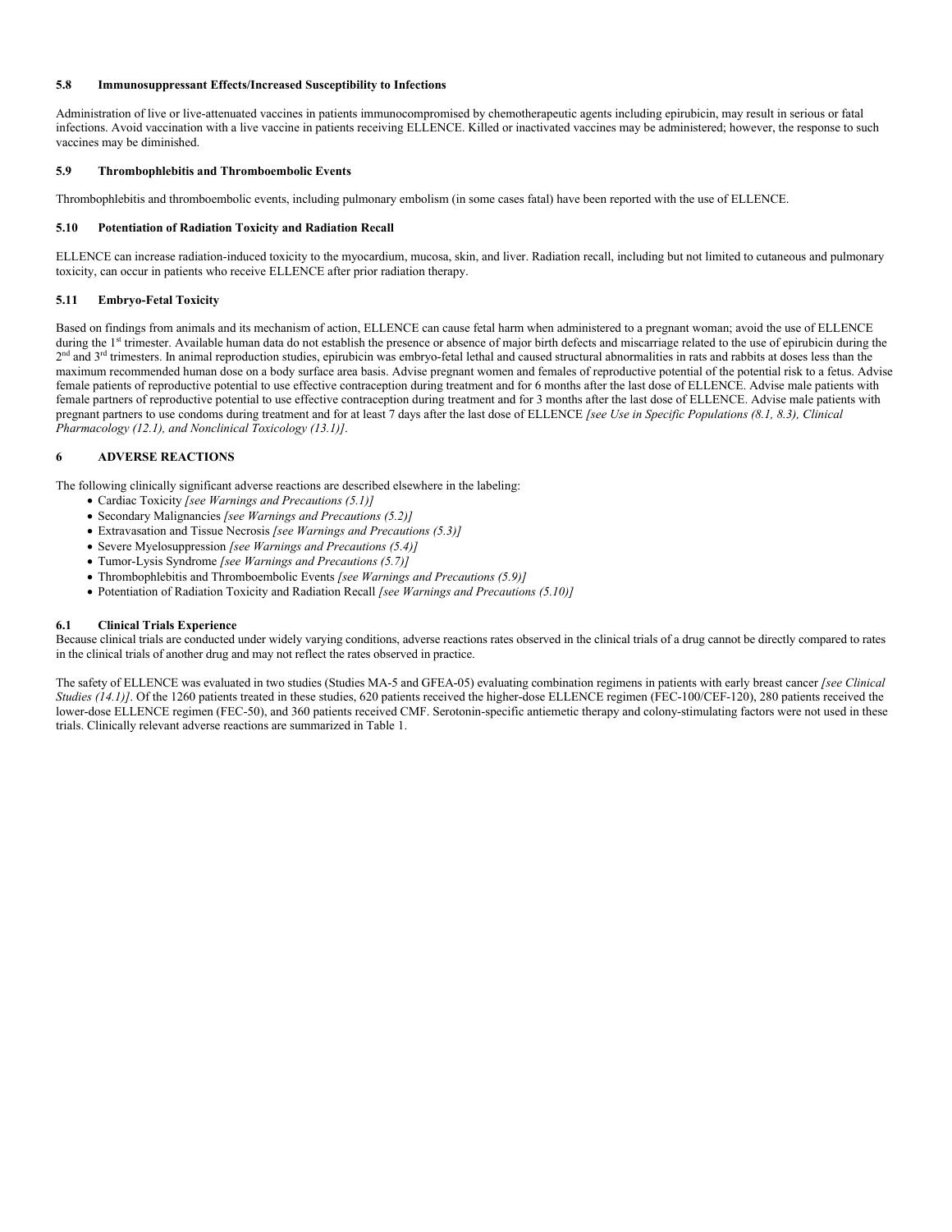### 5.8 Immunosuppressant Effects/Increased Susceptibility to Infections

Administration of live or live-attenuated vaccines in patients immunocompromised by chemotherapeutic agents including epirubicin, may result in serious or fatal infections. Avoid vaccination with a live vaccine in patients receiving ELLENCE. Killed or inactivated vaccines may be administered; however, the response to such vaccines may be diminished.

### 5.9 Thrombophlebitis and Thromboembolic Events

Thrombophlebitis and thromboembolic events, including pulmonary embolism (in some cases fatal) have been reported with the use of ELLENCE.

### 5.10 Potentiation of Radiation Toxicity and Radiation Recall

ELLENCE can increase radiation-induced toxicity to the myocardium, mucosa, skin, and liver. Radiation recall, including but not limited to cutaneous and pulmonary toxicity, can occur in patients who receive ELLENCE after prior radiation therapy.

### 5.11 Embryo-Fetal Toxicity

Based on findings from animals and its mechanism of action, ELLENCE can cause fetal harm when administered to a pregnant woman; avoid the use of ELLENCE during the 1st trimester. Available human data do not establish the presence or absence of major birth defects and miscarriage related to the use of epirubicin during the 2nd and 3rd trimesters. In animal reproduction studies, epirubicin was embryo-fetal lethal and caused structural abnormalities in rats and rabbits at doses less than the maximum recommended human dose on a body surface area basis. Advise pregnant women and females of reproductive potential of the potential risk to a fetus. Advise female patients of reproductive potential to use effective contraception during treatment and for 6 months after the last dose of ELLENCE. Advise male patients with female partners of reproductive potential to use effective contraception during treatment and for 3 months after the last dose of ELLENCE. Advise male patients with pregnant partners to use condoms during treatment and for at least 7 days after the last dose of ELLENCE *[see Use in Specific Populations (8.1, 8.3), Clinical Pharmacology (12.1), and Nonclinical Toxicology (13.1)]*.

## 6 ADVERSE REACTIONS

The following clinically significant adverse reactions are described elsewhere in the labeling:

- Cardiac Toxicity *[see Warnings and Precautions (5.1)]*
- Secondary Malignancies *[see Warnings and Precautions (5.2)]*
- Extravasation and Tissue Necrosis *[see Warnings and Precautions (5.3)]*
- Severe Myelosuppression *[see Warnings and Precautions (5.4)]*
- Tumor-Lysis Syndrome *[see Warnings and Precautions (5.7)]*
- Thrombophlebitis and Thromboembolic Events *[see Warnings and Precautions (5.9)]*
- Potentiation of Radiation Toxicity and Radiation Recall *[see Warnings and Precautions (5.10)]*

### 6.1 Clinical Trials Experience

Because clinical trials are conducted under widely varying conditions, adverse reactions rates observed in the clinical trials of a drug cannot be directly compared to rates in the clinical trials of another drug and may not reflect the rates observed in practice.

The safety of ELLENCE was evaluated in two studies (Studies MA-5 and GFEA-05) evaluating combination regimens in patients with early breast cancer *[see Clinical Studies (14.1)]*. Of the 1260 patients treated in these studies, 620 patients received the higher-dose ELLENCE regimen (FEC-100/CEF-120), 280 patients received the lower-dose ELLENCE regimen (FEC-50), and 360 patients received CMF. Serotonin-specific antiemetic therapy and colony-stimulating factors were not used in these trials. Clinically relevant adverse reactions are summarized in Table 1.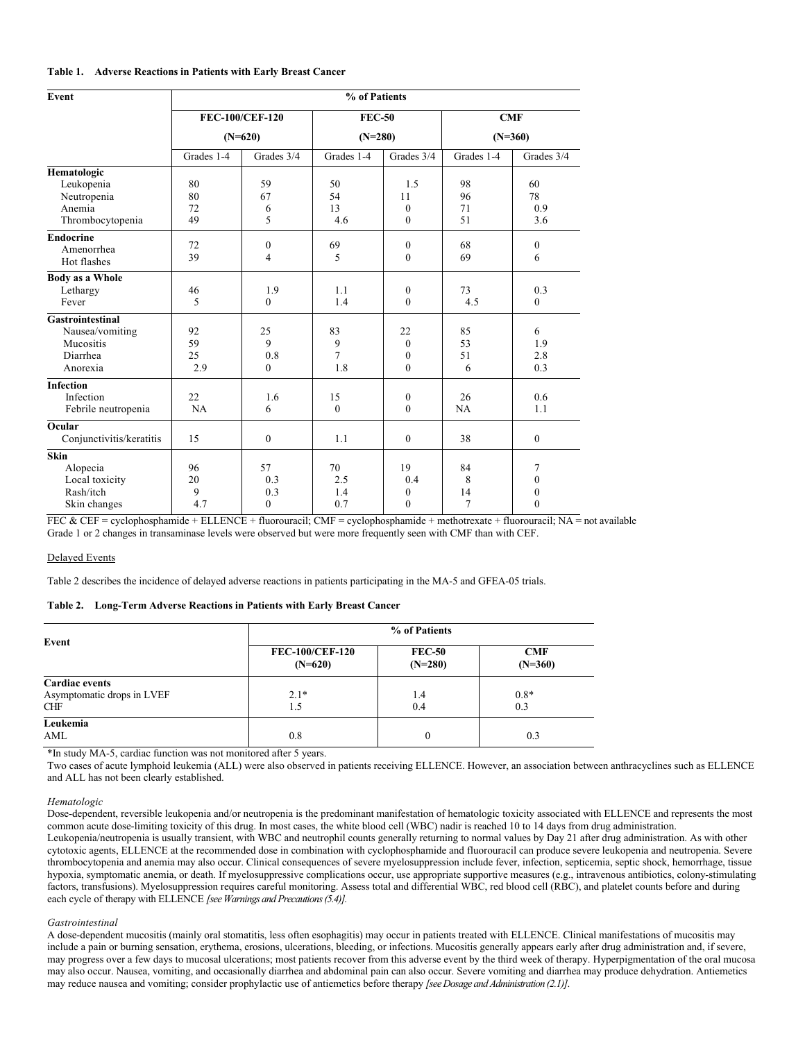**Table 1. Adverse Reactions in Patients with Early Breast Cancer**

| Event | % of Patients | | | | | |
|---|---|---|---|---|---|---|
| | FEC-100/CEF-120 (N=620) | | FEC-50 (N=280) | | CMF (N=360) | |
| | Grades 1-4 | Grades 3/4 | Grades 1-4 | Grades 3/4 | Grades 1-4 | Grades 3/4 |
| **Hematologic** | | | | | | |
| Leukopenia | 80 | 59 | 50 | 1.5 | 98 | 60 |
| Neutropenia | 80 | 67 | 54 | 11 | 96 | 78 |
| Anemia | 72 | 6 | 13 | 0 | 71 | 0.9 |
| Thrombocytopenia | 49 | 5 | 4.6 | 0 | 51 | 3.6 |
| **Endocrine** | | | | | | |
| Amenorrhea | 72 | 0 | 69 | 0 | 68 | 0 |
| Hot flashes | 39 | 4 | 5 | 0 | 69 | 6 |
| **Body as a Whole** | | | | | | |
| Lethargy | 46 | 1.9 | 1.1 | 0 | 73 | 0.3 |
| Fever | 5 | 0 | 1.4 | 0 | 4.5 | 0 |
| **Gastrointestinal** | | | | | | |
| Nausea/vomiting | 92 | 25 | 83 | 22 | 85 | 6 |
| Mucositis | 59 | 9 | 9 | 0 | 53 | 1.9 |
| Diarrhea | 25 | 0.8 | 7 | 0 | 51 | 2.8 |
| Anorexia | 2.9 | 0 | 1.8 | 0 | 6 | 0.3 |
| **Infection** | | | | | | |
| Infection | 22 | 1.6 | 15 | 0 | 26 | 0.6 |
| Febrile neutropenia | NA | 6 | 0 | 0 | NA | 1.1 |
| **Ocular** | | | | | | |
| Conjunctivitis/keratitis | 15 | 0 | 1.1 | 0 | 38 | 0 |
| **Skin** | | | | | | |
| Alopecia | 96 | 57 | 70 | 19 | 84 | 7 |
| Local toxicity | 20 | 0.3 | 2.5 | 0.4 | 8 | 0 |
| Rash/itch | 9 | 0.3 | 1.4 | 0 | 14 | 0 |
| Skin changes | 4.7 | 0 | 0.7 | 0 | 7 | 0 |

FEC & CEF = cyclophosphamide + ELLENCE + fluorouracil; CMF = cyclophosphamide + methotrexate + fluorouracil; NA = not available

Grade 1 or 2 changes in transaminase levels were observed but were more frequently seen with CMF than with CEF.

Delayed Events

Table 2 describes the incidence of delayed adverse reactions in patients participating in the MA-5 and GFEA-05 trials.

**Table 2. Long-Term Adverse Reactions in Patients with Early Breast Cancer**

| Event | % of Patients | | |
|---|---|---|---|
| | FEC-100/CEF-120 (N=620) | FEC-50 (N=280) | CMF (N=360) |
| **Cardiac events** | | | |
| Asymptomatic drops in LVEF | 2.1* | 1.4 | 0.8* |
| CHF | 1.5 | 0.4 | 0.3 |
| **Leukemia** | | | |
| AML | 0.8 | 0 | 0.3 |

*In study MA-5, cardiac function was not monitored after 5 years.

Two cases of acute lymphoid leukemia (ALL) were also observed in patients receiving ELLENCE. However, an association between anthracyclines such as ELLENCE and ALL has not been clearly established.

*Hematologic*

Dose-dependent, reversible leukopenia and/or neutropenia is the predominant manifestation of hematologic toxicity associated with ELLENCE and represents the most common acute dose-limiting toxicity of this drug. In most cases, the white blood cell (WBC) nadir is reached 10 to 14 days from drug administration. Leukopenia/neutropenia is usually transient, with WBC and neutrophil counts generally returning to normal values by Day 21 after drug administration. As with other cytotoxic agents, ELLENCE at the recommended dose in combination with cyclophosphamide and fluorouracil can produce severe leukopenia and neutropenia. Severe thrombocytopenia and anemia may also occur. Clinical consequences of severe myelosuppression include fever, infection, septicemia, septic shock, hemorrhage, tissue hypoxia, symptomatic anemia, or death. If myelosuppressive complications occur, use appropriate supportive measures (e.g., intravenous antibiotics, colony-stimulating factors, transfusions). Myelosuppression requires careful monitoring. Assess total and differential WBC, red blood cell (RBC), and platelet counts before and during each cycle of therapy with ELLENCE *[see Warnings and Precautions (5.4)]*.

*Gastrointestinal*

A dose-dependent mucositis (mainly oral stomatitis, less often esophagitis) may occur in patients treated with ELLENCE. Clinical manifestations of mucositis may include a pain or burning sensation, erythema, erosions, ulcerations, bleeding, or infections. Mucositis generally appears early after drug administration and, if severe, may progress over a few days to mucosal ulcerations; most patients recover from this adverse event by the third week of therapy. Hyperpigmentation of the oral mucosa may also occur. Nausea, vomiting, and occasionally diarrhea and abdominal pain can also occur. Severe vomiting and diarrhea may produce dehydration. Antiemetics may reduce nausea and vomiting; consider prophylactic use of antiemetics before therapy *[see Dosage and Administration (2.1)]*.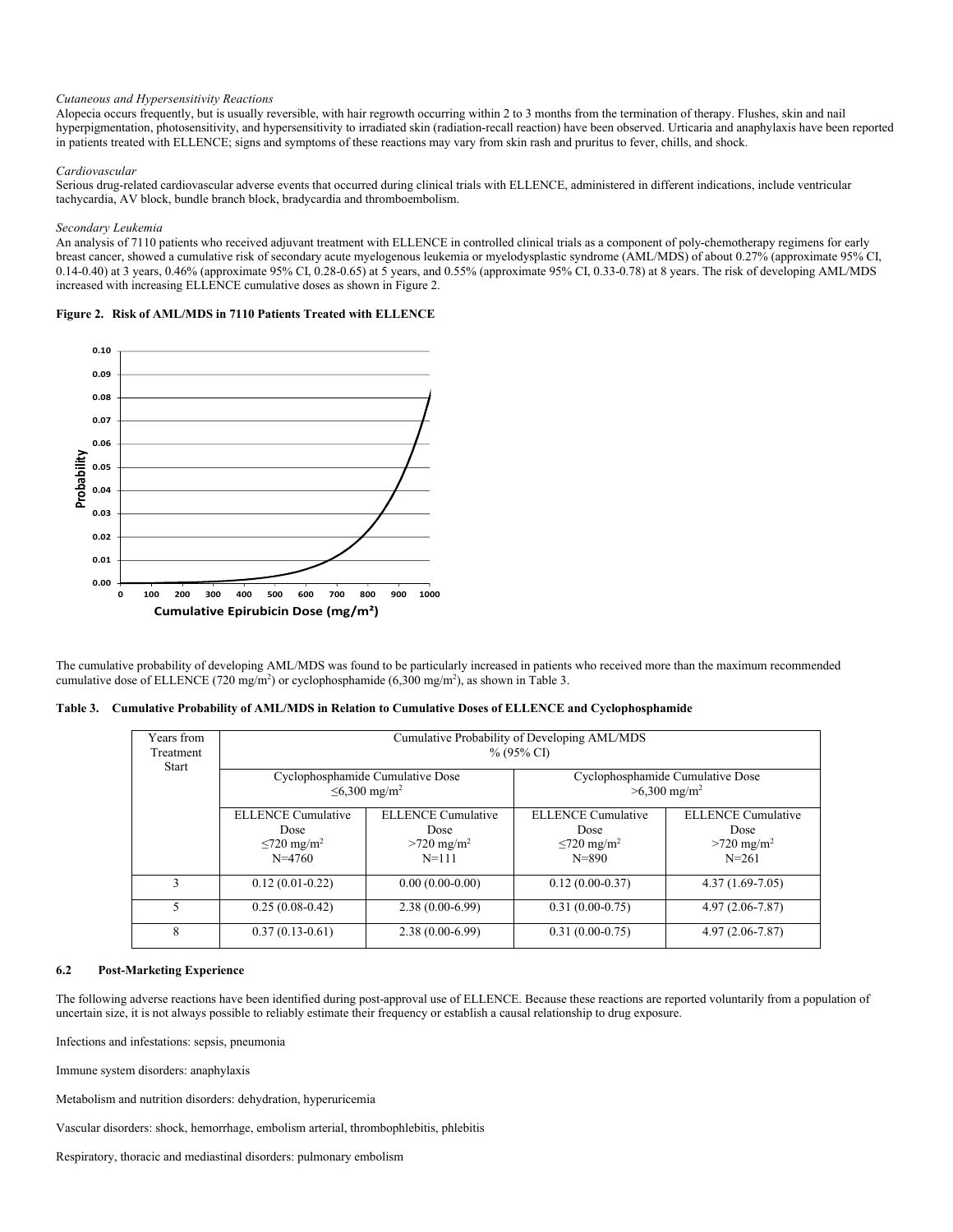*Cutaneous and Hypersensitivity Reactions*

Alopecia occurs frequently, but is usually reversible, with hair regrowth occurring within 2 to 3 months from the termination of therapy. Flushes, skin and nail hyperpigmentation, photosensitivity, and hypersensitivity to irradiated skin (radiation-recall reaction) have been observed. Urticaria and anaphylaxis have been reported in patients treated with ELLENCE; signs and symptoms of these reactions may vary from skin rash and pruritus to fever, chills, and shock.

*Cardiovascular*

Serious drug-related cardiovascular adverse events that occurred during clinical trials with ELLENCE, administered in different indications, include ventricular tachycardia, AV block, bundle branch block, bradycardia and thromboembolism.

*Secondary Leukemia*

An analysis of 7110 patients who received adjuvant treatment with ELLENCE in controlled clinical trials as a component of poly-chemotherapy regimens for early breast cancer, showed a cumulative risk of secondary acute myelogenous leukemia or myelodysplastic syndrome (AML/MDS) of about 0.27% (approximate 95% CI, 0.14-0.40) at 3 years, 0.46% (approximate 95% CI, 0.28-0.65) at 5 years, and 0.55% (approximate 95% CI, 0.33-0.78) at 8 years. The risk of developing AML/MDS increased with increasing ELLENCE cumulative doses as shown in Figure 2.

**Figure 2. Risk of AML/MDS in 7110 Patients Treated with ELLENCE**

The cumulative probability of developing AML/MDS was found to be particularly increased in patients who received more than the maximum recommended cumulative dose of ELLENCE (720 mg/m²) or cyclophosphamide (6,300 mg/m²), as shown in Table 3.

**Table 3. Cumulative Probability of AML/MDS in Relation to Cumulative Doses of ELLENCE and Cyclophosphamide**

| Years from Treatment Start | Cumulative Probability of Developing AML/MDS % (95% CI) | | | |
|---|---|---|---|---|
| | Cyclophosphamide Cumulative Dose ≤6,300 mg/m² | | Cyclophosphamide Cumulative Dose >6,300 mg/m² | |
| | ELLENCE Cumulative Dose ≤720 mg/m² N=4760 | ELLENCE Cumulative Dose >720 mg/m² N=111 | ELLENCE Cumulative Dose ≤720 mg/m² N=890 | ELLENCE Cumulative Dose >720 mg/m² N=261 |
| 3 | 0.12 (0.01-0.22) | 0.00 (0.00-0.00) | 0.12 (0.00-0.37) | 4.37 (1.69-7.05) |
| 5 | 0.25 (0.08-0.42) | 2.38 (0.00-6.99) | 0.31 (0.00-0.75) | 4.97 (2.06-7.87) |
| 8 | 0.37 (0.13-0.61) | 2.38 (0.00-6.99) | 0.31 (0.00-0.75) | 4.97 (2.06-7.87) |

### 6.2 Post-Marketing Experience

The following adverse reactions have been identified during post-approval use of ELLENCE. Because these reactions are reported voluntarily from a population of uncertain size, it is not always possible to reliably estimate their frequency or establish a causal relationship to drug exposure.

Infections and infestations: sepsis, pneumonia

Immune system disorders: anaphylaxis

Metabolism and nutrition disorders: dehydration, hyperuricemia

Vascular disorders: shock, hemorrhage, embolism arterial, thrombophlebitis, phlebitis

Respiratory, thoracic and mediastinal disorders: pulmonary embolism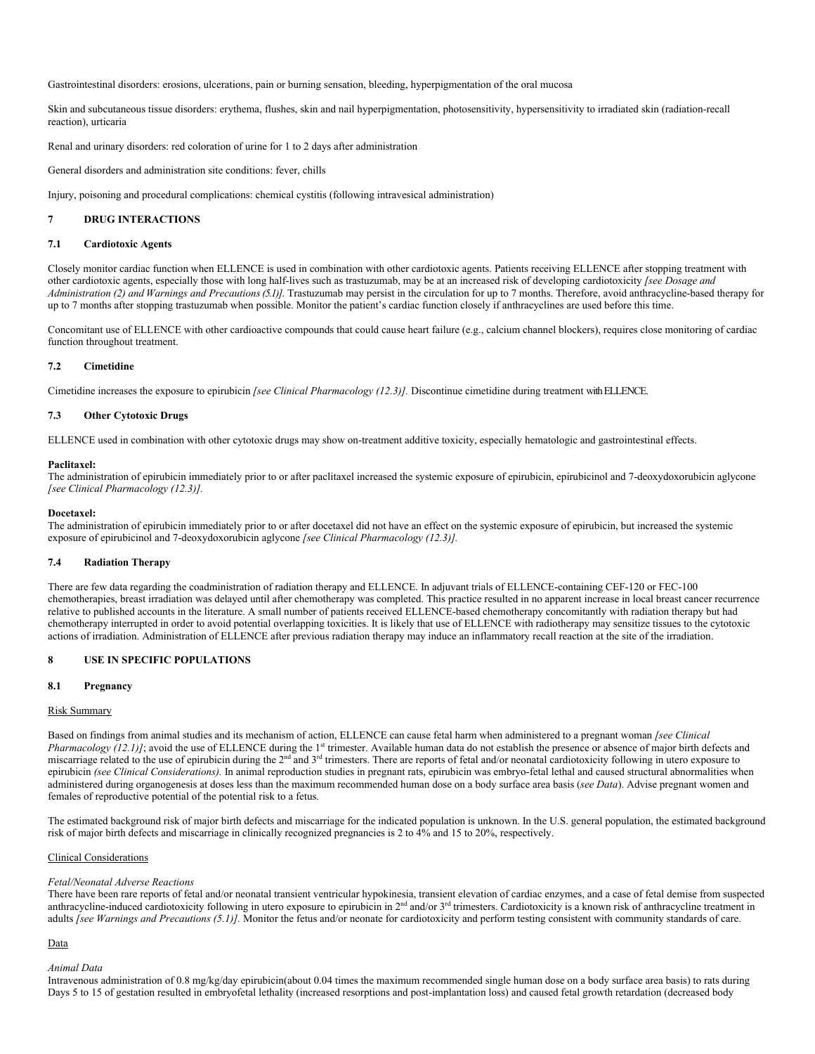Gastrointestinal disorders: erosions, ulcerations, pain or burning sensation, bleeding, hyperpigmentation of the oral mucosa

Skin and subcutaneous tissue disorders: erythema, flushes, skin and nail hyperpigmentation, photosensitivity, hypersensitivity to irradiated skin (radiation-recall reaction), urticaria

Renal and urinary disorders: red coloration of urine for 1 to 2 days after administration

General disorders and administration site conditions: fever, chills

Injury, poisoning and procedural complications: chemical cystitis (following intravesical administration)

## 7 DRUG INTERACTIONS

### 7.1 Cardiotoxic Agents

Closely monitor cardiac function when ELLENCE is used in combination with other cardiotoxic agents. Patients receiving ELLENCE after stopping treatment with other cardiotoxic agents, especially those with long half-lives such as trastuzumab, may be at an increased risk of developing cardiotoxicity *[see Dosage and Administration (2) and Warnings and Precautions (5.1)]*. Trastuzumab may persist in the circulation for up to 7 months. Therefore, avoid anthracycline-based therapy for up to 7 months after stopping trastuzumab when possible. Monitor the patient's cardiac function closely if anthracyclines are used before this time.

Concomitant use of ELLENCE with other cardioactive compounds that could cause heart failure (e.g., calcium channel blockers), requires close monitoring of cardiac function throughout treatment.

### 7.2 Cimetidine

Cimetidine increases the exposure to epirubicin *[see Clinical Pharmacology (12.3)]*. Discontinue cimetidine during treatment with ELLENCE.

### 7.3 Other Cytotoxic Drugs

ELLENCE used in combination with other cytotoxic drugs may show on-treatment additive toxicity, especially hematologic and gastrointestinal effects.

**Paclitaxel:**
The administration of epirubicin immediately prior to or after paclitaxel increased the systemic exposure of epirubicin, epirubicinol and 7-deoxydoxorubicin aglycone *[see Clinical Pharmacology (12.3)]*.

**Docetaxel:**
The administration of epirubicin immediately prior to or after docetaxel did not have an effect on the systemic exposure of epirubicin, but increased the systemic exposure of epirubicinol and 7-deoxydoxorubicin aglycone *[see Clinical Pharmacology (12.3)]*.

### 7.4 Radiation Therapy

There are few data regarding the coadministration of radiation therapy and ELLENCE. In adjuvant trials of ELLENCE-containing CEF-120 or FEC-100 chemotherapies, breast irradiation was delayed until after chemotherapy was completed. This practice resulted in no apparent increase in local breast cancer recurrence relative to published accounts in the literature. A small number of patients received ELLENCE-based chemotherapy concomitantly with radiation therapy but had chemotherapy interrupted in order to avoid potential overlapping toxicities. It is likely that use of ELLENCE with radiotherapy may sensitize tissues to the cytotoxic actions of irradiation. Administration of ELLENCE after previous radiation therapy may induce an inflammatory recall reaction at the site of the irradiation.

## 8 USE IN SPECIFIC POPULATIONS

### 8.1 Pregnancy

Risk Summary

Based on findings from animal studies and its mechanism of action, ELLENCE can cause fetal harm when administered to a pregnant woman *[see Clinical Pharmacology (12.1)]*; avoid the use of ELLENCE during the 1st trimester. Available human data do not establish the presence or absence of major birth defects and miscarriage related to the use of epirubicin during the 2nd and 3rd trimesters. There are reports of fetal and/or neonatal cardiotoxicity following in utero exposure to epirubicin *(see Clinical Considerations)*. In animal reproduction studies in pregnant rats, epirubicin was embryo-fetal lethal and caused structural abnormalities when administered during organogenesis at doses less than the maximum recommended human dose on a body surface area basis (*see Data*). Advise pregnant women and females of reproductive potential of the potential risk to a fetus.

The estimated background risk of major birth defects and miscarriage for the indicated population is unknown. In the U.S. general population, the estimated background risk of major birth defects and miscarriage in clinically recognized pregnancies is 2 to 4% and 15 to 20%, respectively.

Clinical Considerations

*Fetal/Neonatal Adverse Reactions*
There have been rare reports of fetal and/or neonatal transient ventricular hypokinesia, transient elevation of cardiac enzymes, and a case of fetal demise from suspected anthracycline-induced cardiotoxicity following in utero exposure to epirubicin in 2nd and/or 3rd trimesters. Cardiotoxicity is a known risk of anthracycline treatment in adults *[see Warnings and Precautions (5.1)]*. Monitor the fetus and/or neonate for cardiotoxicity and perform testing consistent with community standards of care.

Data

*Animal Data*
Intravenous administration of 0.8 mg/kg/day epirubicin(about 0.04 times the maximum recommended single human dose on a body surface area basis) to rats during Days 5 to 15 of gestation resulted in embryofetal lethality (increased resorptions and post-implantation loss) and caused fetal growth retardation (decreased body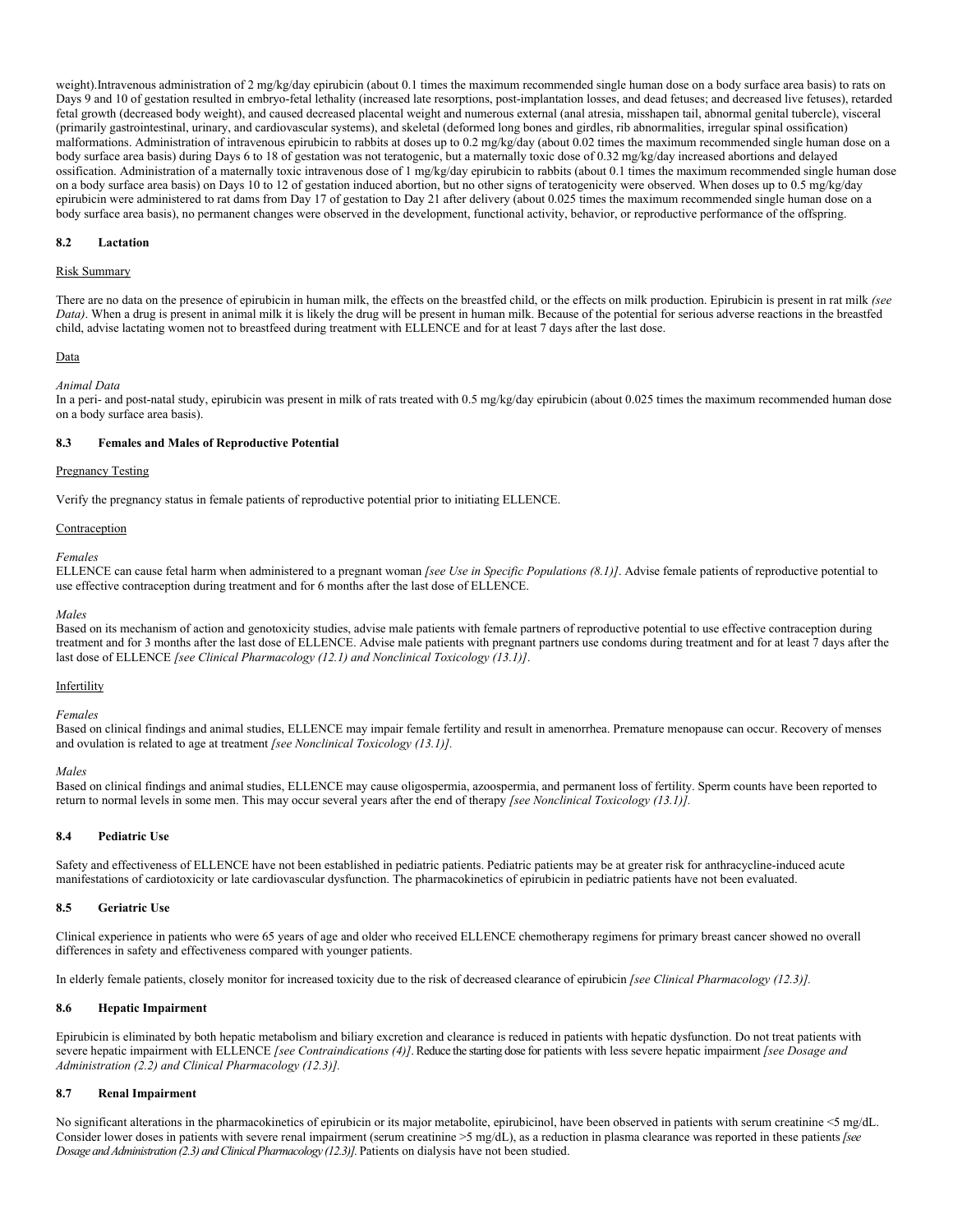weight).Intravenous administration of 2 mg/kg/day epirubicin (about 0.1 times the maximum recommended single human dose on a body surface area basis) to rats on Days 9 and 10 of gestation resulted in embryo-fetal lethality (increased late resorptions, post-implantation losses, and dead fetuses; and decreased live fetuses), retarded fetal growth (decreased body weight), and caused decreased placental weight and numerous external (anal atresia, misshapen tail, abnormal genital tubercle), visceral (primarily gastrointestinal, urinary, and cardiovascular systems), and skeletal (deformed long bones and girdles, rib abnormalities, irregular spinal ossification) malformations. Administration of intravenous epirubicin to rabbits at doses up to 0.2 mg/kg/day (about 0.02 times the maximum recommended single human dose on a body surface area basis) during Days 6 to 18 of gestation was not teratogenic, but a maternally toxic dose of 0.32 mg/kg/day increased abortions and delayed ossification. Administration of a maternally toxic intravenous dose of 1 mg/kg/day epirubicin to rabbits (about 0.1 times the maximum recommended single human dose on a body surface area basis) on Days 10 to 12 of gestation induced abortion, but no other signs of teratogenicity were observed. When doses up to 0.5 mg/kg/day epirubicin were administered to rat dams from Day 17 of gestation to Day 21 after delivery (about 0.025 times the maximum recommended single human dose on a body surface area basis), no permanent changes were observed in the development, functional activity, behavior, or reproductive performance of the offspring.

### 8.2 Lactation

Risk Summary

There are no data on the presence of epirubicin in human milk, the effects on the breastfed child, or the effects on milk production. Epirubicin is present in rat milk *(see Data)*. When a drug is present in animal milk it is likely the drug will be present in human milk. Because of the potential for serious adverse reactions in the breastfed child, advise lactating women not to breastfeed during treatment with ELLENCE and for at least 7 days after the last dose.

Data

*Animal Data*

In a peri- and post-natal study, epirubicin was present in milk of rats treated with 0.5 mg/kg/day epirubicin (about 0.025 times the maximum recommended human dose on a body surface area basis).

### 8.3 Females and Males of Reproductive Potential

Pregnancy Testing

Verify the pregnancy status in female patients of reproductive potential prior to initiating ELLENCE.

Contraception

*Females*

ELLENCE can cause fetal harm when administered to a pregnant woman *[see Use in Specific Populations (8.1)]*. Advise female patients of reproductive potential to use effective contraception during treatment and for 6 months after the last dose of ELLENCE.

*Males*

Based on its mechanism of action and genotoxicity studies, advise male patients with female partners of reproductive potential to use effective contraception during treatment and for 3 months after the last dose of ELLENCE. Advise male patients with pregnant partners use condoms during treatment and for at least 7 days after the last dose of ELLENCE *[see Clinical Pharmacology (12.1) and Nonclinical Toxicology (13.1)]*.

Infertility

*Females*

Based on clinical findings and animal studies, ELLENCE may impair female fertility and result in amenorrhea. Premature menopause can occur. Recovery of menses and ovulation is related to age at treatment *[see Nonclinical Toxicology (13.1)].*

*Males*

Based on clinical findings and animal studies, ELLENCE may cause oligospermia, azoospermia, and permanent loss of fertility. Sperm counts have been reported to return to normal levels in some men. This may occur several years after the end of therapy *[see Nonclinical Toxicology (13.1)].*

### 8.4 Pediatric Use

Safety and effectiveness of ELLENCE have not been established in pediatric patients. Pediatric patients may be at greater risk for anthracycline-induced acute manifestations of cardiotoxicity or late cardiovascular dysfunction. The pharmacokinetics of epirubicin in pediatric patients have not been evaluated.

### 8.5 Geriatric Use

Clinical experience in patients who were 65 years of age and older who received ELLENCE chemotherapy regimens for primary breast cancer showed no overall differences in safety and effectiveness compared with younger patients.

In elderly female patients, closely monitor for increased toxicity due to the risk of decreased clearance of epirubicin *[see Clinical Pharmacology (12.3)].*

### 8.6 Hepatic Impairment

Epirubicin is eliminated by both hepatic metabolism and biliary excretion and clearance is reduced in patients with hepatic dysfunction. Do not treat patients with severe hepatic impairment with ELLENCE *[see Contraindications (4)]*. Reduce the starting dose for patients with less severe hepatic impairment *[see Dosage and Administration (2.2) and Clinical Pharmacology (12.3)].*

### 8.7 Renal Impairment

No significant alterations in the pharmacokinetics of epirubicin or its major metabolite, epirubicinol, have been observed in patients with serum creatinine <5 mg/dL. Consider lower doses in patients with severe renal impairment (serum creatinine >5 mg/dL), as a reduction in plasma clearance was reported in these patients *[see Dosage and Administration (2.3) and Clinical Pharmacology (12.3)].* Patients on dialysis have not been studied.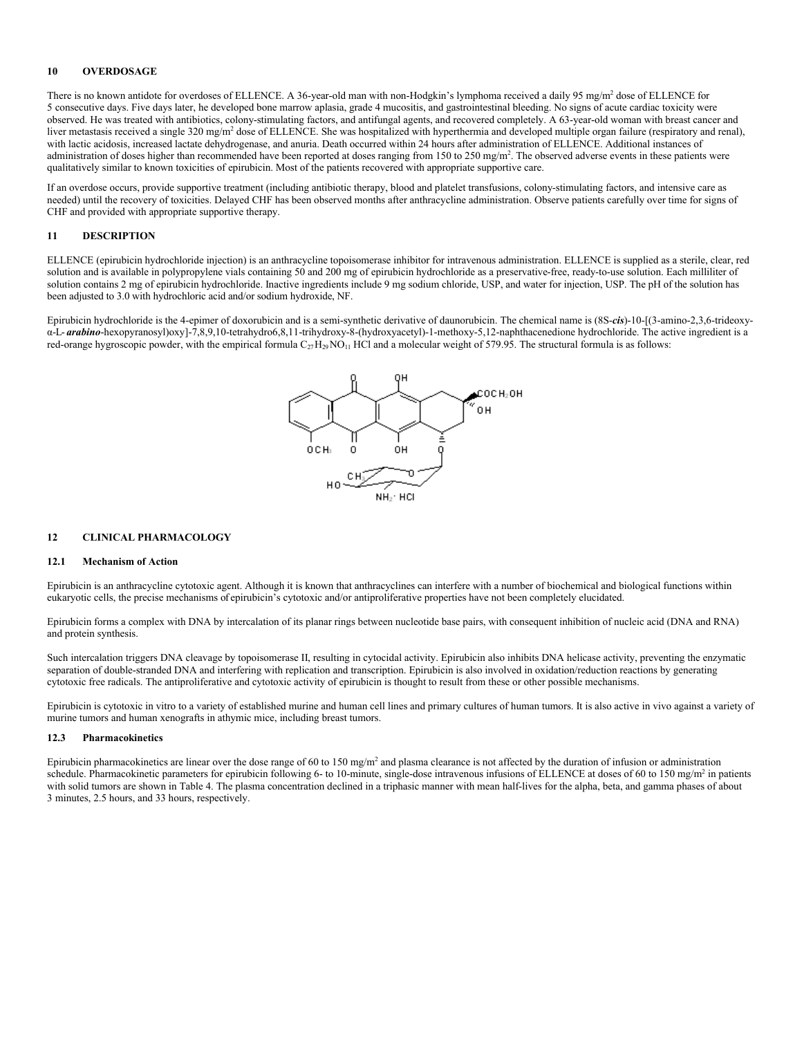## 10 OVERDOSAGE

There is no known antidote for overdoses of ELLENCE. A 36-year-old man with non-Hodgkin's lymphoma received a daily 95 mg/m$^2$ dose of ELLENCE for 5 consecutive days. Five days later, he developed bone marrow aplasia, grade 4 mucositis, and gastrointestinal bleeding. No signs of acute cardiac toxicity were observed. He was treated with antibiotics, colony-stimulating factors, and antifungal agents, and recovered completely. A 63-year-old woman with breast cancer and liver metastasis received a single 320 mg/m$^2$ dose of ELLENCE. She was hospitalized with hyperthermia and developed multiple organ failure (respiratory and renal), with lactic acidosis, increased lactate dehydrogenase, and anuria. Death occurred within 24 hours after administration of ELLENCE. Additional instances of administration of doses higher than recommended have been reported at doses ranging from 150 to 250 mg/m$^2$. The observed adverse events in these patients were qualitatively similar to known toxicities of epirubicin. Most of the patients recovered with appropriate supportive care.

If an overdose occurs, provide supportive treatment (including antibiotic therapy, blood and platelet transfusions, colony-stimulating factors, and intensive care as needed) until the recovery of toxicities. Delayed CHF has been observed months after anthracycline administration. Observe patients carefully over time for signs of CHF and provided with appropriate supportive therapy.

## 11 DESCRIPTION

ELLENCE (epirubicin hydrochloride injection) is an anthracycline topoisomerase inhibitor for intravenous administration. ELLENCE is supplied as a sterile, clear, red solution and is available in polypropylene vials containing 50 and 200 mg of epirubicin hydrochloride as a preservative-free, ready-to-use solution. Each milliliter of solution contains 2 mg of epirubicin hydrochloride. Inactive ingredients include 9 mg sodium chloride, USP, and water for injection, USP. The pH of the solution has been adjusted to 3.0 with hydrochloric acid and/or sodium hydroxide, NF.

Epirubicin hydrochloride is the 4-epimer of doxorubicin and is a semi-synthetic derivative of daunorubicin. The chemical name is (8S-***cis***)-10-[(3-amino-2,3,6-trideoxy-α-L-***arabino***-hexopyranosyl)oxy]-7,8,9,10-tetrahydro6,8,11-trihydroxy-8-(hydroxyacetyl)-1-methoxy-5,12-naphthacenedione hydrochloride. The active ingredient is a red-orange hygroscopic powder, with the empirical formula $C_{27}H_{29}NO_{11}$ HCl and a molecular weight of 579.95. The structural formula is as follows:

## 12 CLINICAL PHARMACOLOGY

### 12.1 Mechanism of Action

Epirubicin is an anthracycline cytotoxic agent. Although it is known that anthracyclines can interfere with a number of biochemical and biological functions within eukaryotic cells, the precise mechanisms of epirubicin's cytotoxic and/or antiproliferative properties have not been completely elucidated.

Epirubicin forms a complex with DNA by intercalation of its planar rings between nucleotide base pairs, with consequent inhibition of nucleic acid (DNA and RNA) and protein synthesis.

Such intercalation triggers DNA cleavage by topoisomerase II, resulting in cytocidal activity. Epirubicin also inhibits DNA helicase activity, preventing the enzymatic separation of double-stranded DNA and interfering with replication and transcription. Epirubicin is also involved in oxidation/reduction reactions by generating cytotoxic free radicals. The antiproliferative and cytotoxic activity of epirubicin is thought to result from these or other possible mechanisms.

Epirubicin is cytotoxic in vitro to a variety of established murine and human cell lines and primary cultures of human tumors. It is also active in vivo against a variety of murine tumors and human xenografts in athymic mice, including breast tumors.

### 12.3 Pharmacokinetics

Epirubicin pharmacokinetics are linear over the dose range of 60 to 150 mg/m$^2$ and plasma clearance is not affected by the duration of infusion or administration schedule. Pharmacokinetic parameters for epirubicin following 6- to 10-minute, single-dose intravenous infusions of ELLENCE at doses of 60 to 150 mg/m$^2$ in patients with solid tumors are shown in Table 4. The plasma concentration declined in a triphasic manner with mean half-lives for the alpha, beta, and gamma phases of about 3 minutes, 2.5 hours, and 33 hours, respectively.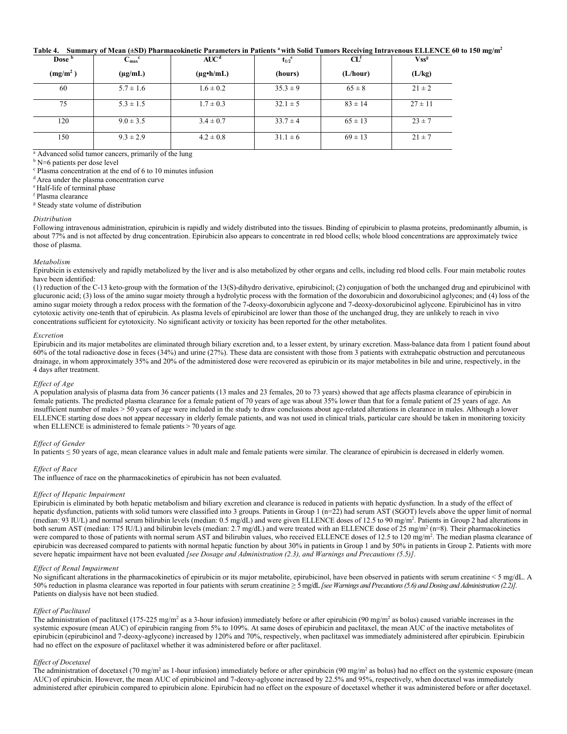**Table 4. Summary of Mean (±SD) Pharmacokinetic Parameters in Patients [a] with Solid Tumors Receiving Intravenous ELLENCE 60 to 150 mg/m²**

| Dose [b] (mg/m²) | $C_{max}$ [c] (μg/mL) | AUC [d] (μg•h/mL) | $t_{1/2}$ [e] (hours) | CL [f] (L/hour) | Vss [g] (L/kg) |
|---|---|---|---|---|---|
| 60 | 5.7 ± 1.6 | 1.6 ± 0.2 | 35.3 ± 9 | 65 ± 8 | 21 ± 2 |
| 75 | 5.3 ± 1.5 | 1.7 ± 0.3 | 32.1 ± 5 | 83 ± 14 | 27 ± 11 |
| 120 | 9.0 ± 3.5 | 3.4 ± 0.7 | 33.7 ± 4 | 65 ± 13 | 23 ± 7 |
| 150 | 9.3 ± 2.9 | 4.2 ± 0.8 | 31.1 ± 6 | 69 ± 13 | 21 ± 7 |

[a] Advanced solid tumor cancers, primarily of the lung
[b] N=6 patients per dose level
[c] Plasma concentration at the end of 6 to 10 minutes infusion
[d] Area under the plasma concentration curve
[e] Half-life of terminal phase
[f] Plasma clearance
[g] Steady state volume of distribution

*Distribution*

Following intravenous administration, epirubicin is rapidly and widely distributed into the tissues. Binding of epirubicin to plasma proteins, predominantly albumin, is about 77% and is not affected by drug concentration. Epirubicin also appears to concentrate in red blood cells; whole blood concentrations are approximately twice those of plasma.

*Metabolism*

Epirubicin is extensively and rapidly metabolized by the liver and is also metabolized by other organs and cells, including red blood cells. Four main metabolic routes have been identified:

(1) reduction of the C-13 keto-group with the formation of the 13(S)-dihydro derivative, epirubicinol; (2) conjugation of both the unchanged drug and epirubicinol with glucuronic acid; (3) loss of the amino sugar moiety through a hydrolytic process with the formation of the doxorubicin and doxorubicinol aglycones; and (4) loss of the amino sugar moiety through a redox process with the formation of the 7-deoxy-doxorubicin aglycone and 7-deoxy-doxorubicinol aglycone. Epirubicinol has in vitro cytotoxic activity one-tenth that of epirubicin. As plasma levels of epirubicinol are lower than those of the unchanged drug, they are unlikely to reach in vivo concentrations sufficient for cytotoxicity. No significant activity or toxicity has been reported for the other metabolites.

*Excretion*

Epirubicin and its major metabolites are eliminated through biliary excretion and, to a lesser extent, by urinary excretion. Mass-balance data from 1 patient found about 60% of the total radioactive dose in feces (34%) and urine (27%). These data are consistent with those from 3 patients with extrahepatic obstruction and percutaneous drainage, in whom approximately 35% and 20% of the administered dose were recovered as epirubicin or its major metabolites in bile and urine, respectively, in the 4 days after treatment.

*Effect of Age*

A population analysis of plasma data from 36 cancer patients (13 males and 23 females, 20 to 73 years) showed that age affects plasma clearance of epirubicin in female patients. The predicted plasma clearance for a female patient of 70 years of age was about 35% lower than that for a female patient of 25 years of age. An insufficient number of males > 50 years of age were included in the study to draw conclusions about age-related alterations in clearance in males. Although a lower ELLENCE starting dose does not appear necessary in elderly female patients, and was not used in clinical trials, particular care should be taken in monitoring toxicity when ELLENCE is administered to female patients > 70 years of age.

*Effect of Gender*

In patients ≤ 50 years of age, mean clearance values in adult male and female patients were similar. The clearance of epirubicin is decreased in elderly women.

*Effect of Race*

The influence of race on the pharmacokinetics of epirubicin has not been evaluated.

*Effect of Hepatic Impairment*

Epirubicin is eliminated by both hepatic metabolism and biliary excretion and clearance is reduced in patients with hepatic dysfunction. In a study of the effect of hepatic dysfunction, patients with solid tumors were classified into 3 groups. Patients in Group 1 (n=22) had serum AST (SGOT) levels above the upper limit of normal (median: 93 IU/L) and normal serum bilirubin levels (median: 0.5 mg/dL) and were given ELLENCE doses of 12.5 to 90 mg/m². Patients in Group 2 had alterations in both serum AST (median: 175 IU/L) and bilirubin levels (median: 2.7 mg/dL) and were treated with an ELLENCE dose of 25 mg/m² (n=8). Their pharmacokinetics were compared to those of patients with normal serum AST and bilirubin values, who received ELLENCE doses of 12.5 to 120 mg/m². The median plasma clearance of epirubicin was decreased compared to patients with normal hepatic function by about 30% in patients in Group 1 and by 50% in patients in Group 2. Patients with more severe hepatic impairment have not been evaluated *[see Dosage and Administration (2.3), and Warnings and Precautions (5.5)]*.

*Effect of Renal Impairment*

No significant alterations in the pharmacokinetics of epirubicin or its major metabolite, epirubicinol, have been observed in patients with serum creatinine < 5 mg/dL. A 50% reduction in plasma clearance was reported in four patients with serum creatinine ≥ 5 mg/dL *[see Warnings and Precautions (5.6) and Dosing and Administration (2.2)]*. Patients on dialysis have not been studied.

*Effect of Paclitaxel*

The administration of paclitaxel (175-225 mg/m² as a 3-hour infusion) immediately before or after epirubicin (90 mg/m² as bolus) caused variable increases in the systemic exposure (mean AUC) of epirubicin ranging from 5% to 109%. At same doses of epirubicin and paclitaxel, the mean AUC of the inactive metabolites of epirubicin (epirubicinol and 7-deoxy-aglycone) increased by 120% and 70%, respectively, when paclitaxel was immediately administered after epirubicin. Epirubicin had no effect on the exposure of paclitaxel whether it was administered before or after paclitaxel.

*Effect of Docetaxel*

The administration of docetaxel (70 mg/m² as 1-hour infusion) immediately before or after epirubicin (90 mg/m² as bolus) had no effect on the systemic exposure (mean AUC) of epirubicin. However, the mean AUC of epirubicinol and 7-deoxy-aglycone increased by 22.5% and 95%, respectively, when docetaxel was immediately administered after epirubicin compared to epirubicin alone. Epirubicin had no effect on the exposure of docetaxel whether it was administered before or after docetaxel.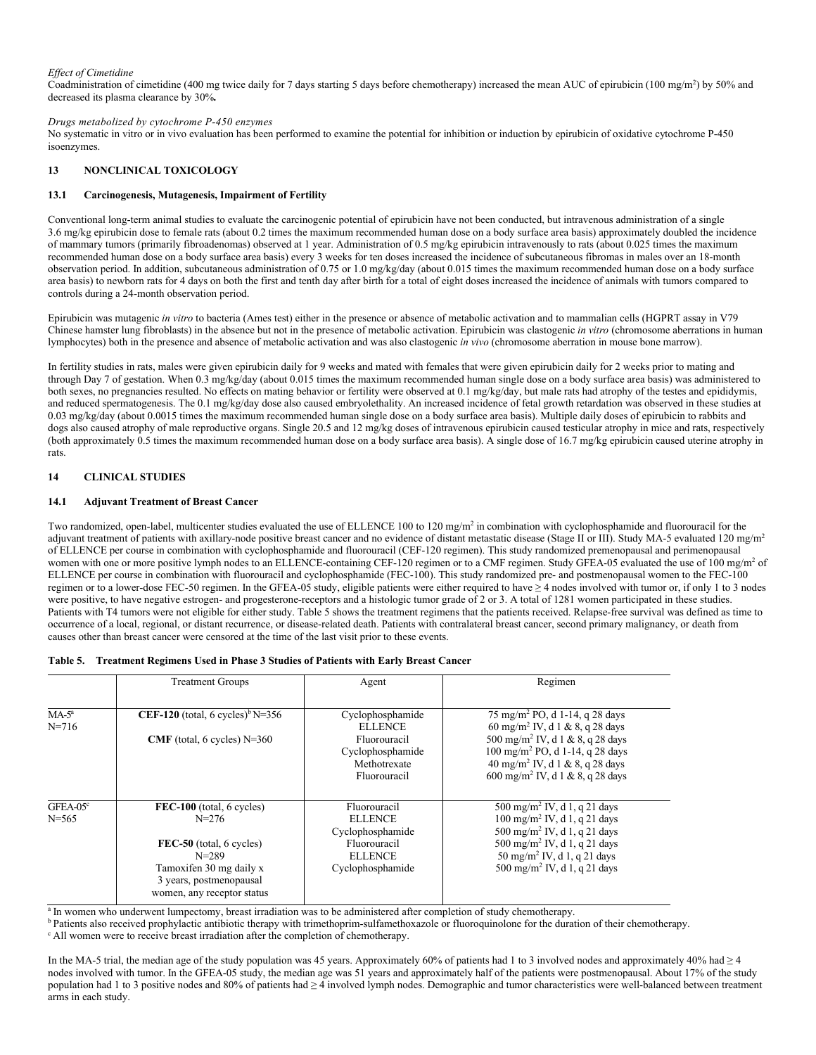*Effect of Cimetidine*

Coadministration of cimetidine (400 mg twice daily for 7 days starting 5 days before chemotherapy) increased the mean AUC of epirubicin (100 mg/m$^2$) by 50% and decreased its plasma clearance by 30%**.**

*Drugs metabolized by cytochrome P-450 enzymes*

No systematic in vitro or in vivo evaluation has been performed to examine the potential for inhibition or induction by epirubicin of oxidative cytochrome P-450 isoenzymes.

## 13 NONCLINICAL TOXICOLOGY

### 13.1 Carcinogenesis, Mutagenesis, Impairment of Fertility

Conventional long-term animal studies to evaluate the carcinogenic potential of epirubicin have not been conducted, but intravenous administration of a single 3.6 mg/kg epirubicin dose to female rats (about 0.2 times the maximum recommended human dose on a body surface area basis) approximately doubled the incidence of mammary tumors (primarily fibroadenomas) observed at 1 year. Administration of 0.5 mg/kg epirubicin intravenously to rats (about 0.025 times the maximum recommended human dose on a body surface area basis) every 3 weeks for ten doses increased the incidence of subcutaneous fibromas in males over an 18-month observation period. In addition, subcutaneous administration of 0.75 or 1.0 mg/kg/day (about 0.015 times the maximum recommended human dose on a body surface area basis) to newborn rats for 4 days on both the first and tenth day after birth for a total of eight doses increased the incidence of animals with tumors compared to controls during a 24-month observation period.

Epirubicin was mutagenic *in vitro* to bacteria (Ames test) either in the presence or absence of metabolic activation and to mammalian cells (HGPRT assay in V79 Chinese hamster lung fibroblasts) in the absence but not in the presence of metabolic activation. Epirubicin was clastogenic *in vitro* (chromosome aberrations in human lymphocytes) both in the presence and absence of metabolic activation and was also clastogenic *in vivo* (chromosome aberration in mouse bone marrow).

In fertility studies in rats, males were given epirubicin daily for 9 weeks and mated with females that were given epirubicin daily for 2 weeks prior to mating and through Day 7 of gestation. When 0.3 mg/kg/day (about 0.015 times the maximum recommended human single dose on a body surface area basis) was administered to both sexes, no pregnancies resulted. No effects on mating behavior or fertility were observed at 0.1 mg/kg/day, but male rats had atrophy of the testes and epididymis, and reduced spermatogenesis. The 0.1 mg/kg/day dose also caused embryolethality. An increased incidence of fetal growth retardation was observed in these studies at 0.03 mg/kg/day (about 0.0015 times the maximum recommended human single dose on a body surface area basis). Multiple daily doses of epirubicin to rabbits and dogs also caused atrophy of male reproductive organs. Single 20.5 and 12 mg/kg doses of intravenous epirubicin caused testicular atrophy in mice and rats, respectively (both approximately 0.5 times the maximum recommended human dose on a body surface area basis). A single dose of 16.7 mg/kg epirubicin caused uterine atrophy in rats.

## 14 CLINICAL STUDIES

### 14.1 Adjuvant Treatment of Breast Cancer

Two randomized, open-label, multicenter studies evaluated the use of ELLENCE 100 to 120 mg/m$^2$ in combination with cyclophosphamide and fluorouracil for the adjuvant treatment of patients with axillary-node positive breast cancer and no evidence of distant metastatic disease (Stage II or III). Study MA-5 evaluated 120 mg/m$^2$ of ELLENCE per course in combination with cyclophosphamide and fluorouracil (CEF-120 regimen). This study randomized premenopausal and perimenopausal women with one or more positive lymph nodes to an ELLENCE-containing CEF-120 regimen or to a CMF regimen. Study GFEA-05 evaluated the use of 100 mg/m$^2$ of ELLENCE per course in combination with fluorouracil and cyclophosphamide (FEC-100). This study randomized pre- and postmenopausal women to the FEC-100 regimen or to a lower-dose FEC-50 regimen. In the GFEA-05 study, eligible patients were either required to have ≥ 4 nodes involved with tumor or, if only 1 to 3 nodes were positive, to have negative estrogen- and progesterone-receptors and a histologic tumor grade of 2 or 3. A total of 1281 women participated in these studies. Patients with T4 tumors were not eligible for either study. Table 5 shows the treatment regimens that the patients received. Relapse-free survival was defined as time to occurrence of a local, regional, or distant recurrence, or disease-related death. Patients with contralateral breast cancer, second primary malignancy, or death from causes other than breast cancer were censored at the time of the last visit prior to these events.

**Table 5. Treatment Regimens Used in Phase 3 Studies of Patients with Early Breast Cancer**

| | Treatment Groups | Agent | Regimen |
|---|---|---|---|
| MA-5[a] N=716 | **CEF-120** (total, 6 cycles)[b] N=356 | Cyclophosphamide | 75 mg/m$^2$ PO, d 1-14, q 28 days |
| | | ELLENCE | 60 mg/m$^2$ IV, d 1 & 8, q 28 days |
| | | Fluorouracil | 500 mg/m$^2$ IV, d 1 & 8, q 28 days |
| | **CMF** (total, 6 cycles) N=360 | Cyclophosphamide | 100 mg/m$^2$ PO, d 1-14, q 28 days |
| | | Methotrexate | 40 mg/m$^2$ IV, d 1 & 8, q 28 days |
| | | Fluorouracil | 600 mg/m$^2$ IV, d 1 & 8, q 28 days |
| GFEA-05[c] N=565 | **FEC-100** (total, 6 cycles) N=276 | Fluorouracil | 500 mg/m$^2$ IV, d 1, q 21 days |
| | | ELLENCE | 100 mg/m$^2$ IV, d 1, q 21 days |
| | | Cyclophosphamide | 500 mg/m$^2$ IV, d 1, q 21 days |
| | **FEC-50** (total, 6 cycles) N=289 | Fluorouracil | 500 mg/m$^2$ IV, d 1, q 21 days |
| | | ELLENCE | 50 mg/m$^2$ IV, d 1, q 21 days |
| | | Cyclophosphamide | 500 mg/m$^2$ IV, d 1, q 21 days |
| | Tamoxifen 30 mg daily x 3 years, postmenopausal women, any receptor status | | |

[a] In women who underwent lumpectomy, breast irradiation was to be administered after completion of study chemotherapy.

[b] Patients also received prophylactic antibiotic therapy with trimethoprim-sulfamethoxazole or fluoroquinolone for the duration of their chemotherapy.

[c] All women were to receive breast irradiation after the completion of chemotherapy.

In the MA-5 trial, the median age of the study population was 45 years. Approximately 60% of patients had 1 to 3 involved nodes and approximately 40% had ≥ 4 nodes involved with tumor. In the GFEA-05 study, the median age was 51 years and approximately half of the patients were postmenopausal. About 17% of the study population had 1 to 3 positive nodes and 80% of patients had ≥ 4 involved lymph nodes. Demographic and tumor characteristics were well-balanced between treatment arms in each study.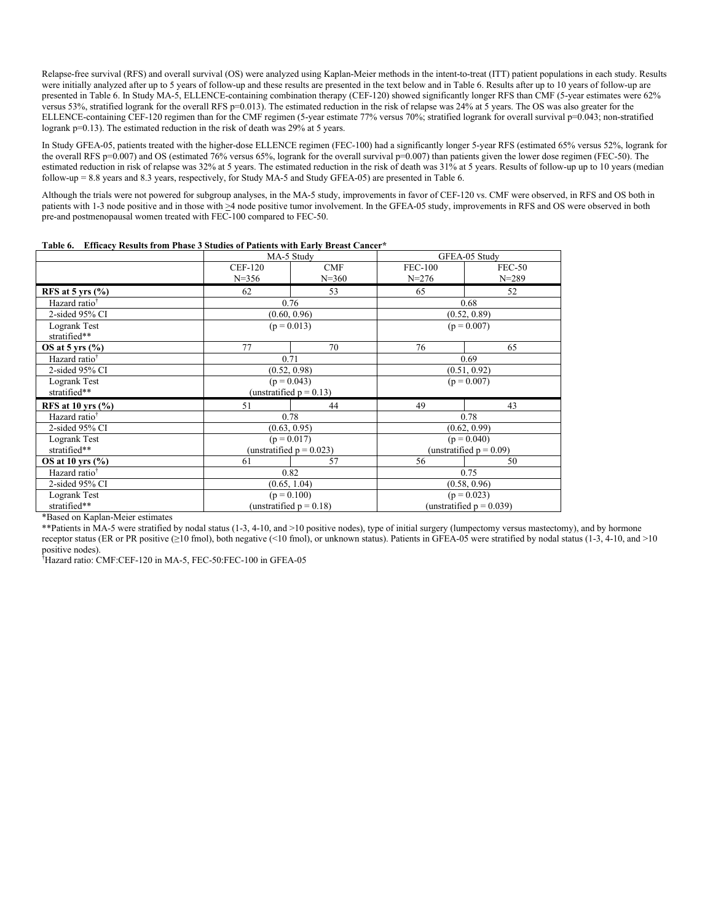Relapse-free survival (RFS) and overall survival (OS) were analyzed using Kaplan-Meier methods in the intent-to-treat (ITT) patient populations in each study. Results were initially analyzed after up to 5 years of follow-up and these results are presented in the text below and in Table 6. Results after up to 10 years of follow-up are presented in Table 6. In Study MA-5, ELLENCE-containing combination therapy (CEF-120) showed significantly longer RFS than CMF (5-year estimates were 62% versus 53%, stratified logrank for the overall RFS p=0.013). The estimated reduction in the risk of relapse was 24% at 5 years. The OS was also greater for the ELLENCE-containing CEF-120 regimen than for the CMF regimen (5-year estimate 77% versus 70%; stratified logrank for overall survival p=0.043; non-stratified logrank p=0.13). The estimated reduction in the risk of death was 29% at 5 years.

In Study GFEA-05, patients treated with the higher-dose ELLENCE regimen (FEC-100) had a significantly longer 5-year RFS (estimated 65% versus 52%, logrank for the overall RFS p=0.007) and OS (estimated 76% versus 65%, logrank for the overall survival p=0.007) than patients given the lower dose regimen (FEC-50). The estimated reduction in risk of relapse was 32% at 5 years. The estimated reduction in the risk of death was 31% at 5 years. Results of follow-up up to 10 years (median follow-up = 8.8 years and 8.3 years, respectively, for Study MA-5 and Study GFEA-05) are presented in Table 6.

Although the trials were not powered for subgroup analyses, in the MA-5 study, improvements in favor of CEF-120 vs. CMF were observed, in RFS and OS both in patients with 1-3 node positive and in those with ≥4 node positive tumor involvement. In the GFEA-05 study, improvements in RFS and OS were observed in both pre-and postmenopausal women treated with FEC-100 compared to FEC-50.

**Table 6. Efficacy Results from Phase 3 Studies of Patients with Early Breast Cancer***

| | MA-5 Study | | GFEA-05 Study | |
|---|---|---|---|---|
| | CEF-120 N=356 | CMF N=360 | FEC-100 N=276 | FEC-50 N=289 |
| **RFS at 5 yrs (%)** | 62 | 53 | 65 | 52 |
| Hazard ratio† | 0.76 | | 0.68 | |
| 2-sided 95% CI | (0.60, 0.96) | | (0.52, 0.89) | |
| Logrank Test stratified** | (p = 0.013) | | (p = 0.007) | |
| **OS at 5 yrs (%)** | 77 | 70 | 76 | 65 |
| Hazard ratio† | 0.71 | | 0.69 | |
| 2-sided 95% CI | (0.52, 0.98) | | (0.51, 0.92) | |
| Logrank Test stratified** | (p = 0.043) (unstratified p = 0.13) | | (p = 0.007) | |
| **RFS at 10 yrs (%)** | 51 | 44 | 49 | 43 |
| Hazard ratio† | 0.78 | | 0.78 | |
| 2-sided 95% CI | (0.63, 0.95) | | (0.62, 0.99) | |
| Logrank Test stratified** | (p = 0.017) (unstratified p = 0.023) | | (p = 0.040) (unstratified p = 0.09) | |
| **OS at 10 yrs (%)** | 61 | 57 | 56 | 50 |
| Hazard ratio† | 0.82 | | 0.75 | |
| 2-sided 95% CI | (0.65, 1.04) | | (0.58, 0.96) | |
| Logrank Test stratified** | (p = 0.100) (unstratified p = 0.18) | | (p = 0.023) (unstratified p = 0.039) | |

*Based on Kaplan-Meier estimates

**Patients in MA-5 were stratified by nodal status (1-3, 4-10, and >10 positive nodes), type of initial surgery (lumpectomy versus mastectomy), and by hormone receptor status (ER or PR positive (≥10 fmol), both negative (<10 fmol), or unknown status). Patients in GFEA-05 were stratified by nodal status (1-3, 4-10, and >10 positive nodes).

†Hazard ratio: CMF:CEF-120 in MA-5, FEC-50:FEC-100 in GFEA-05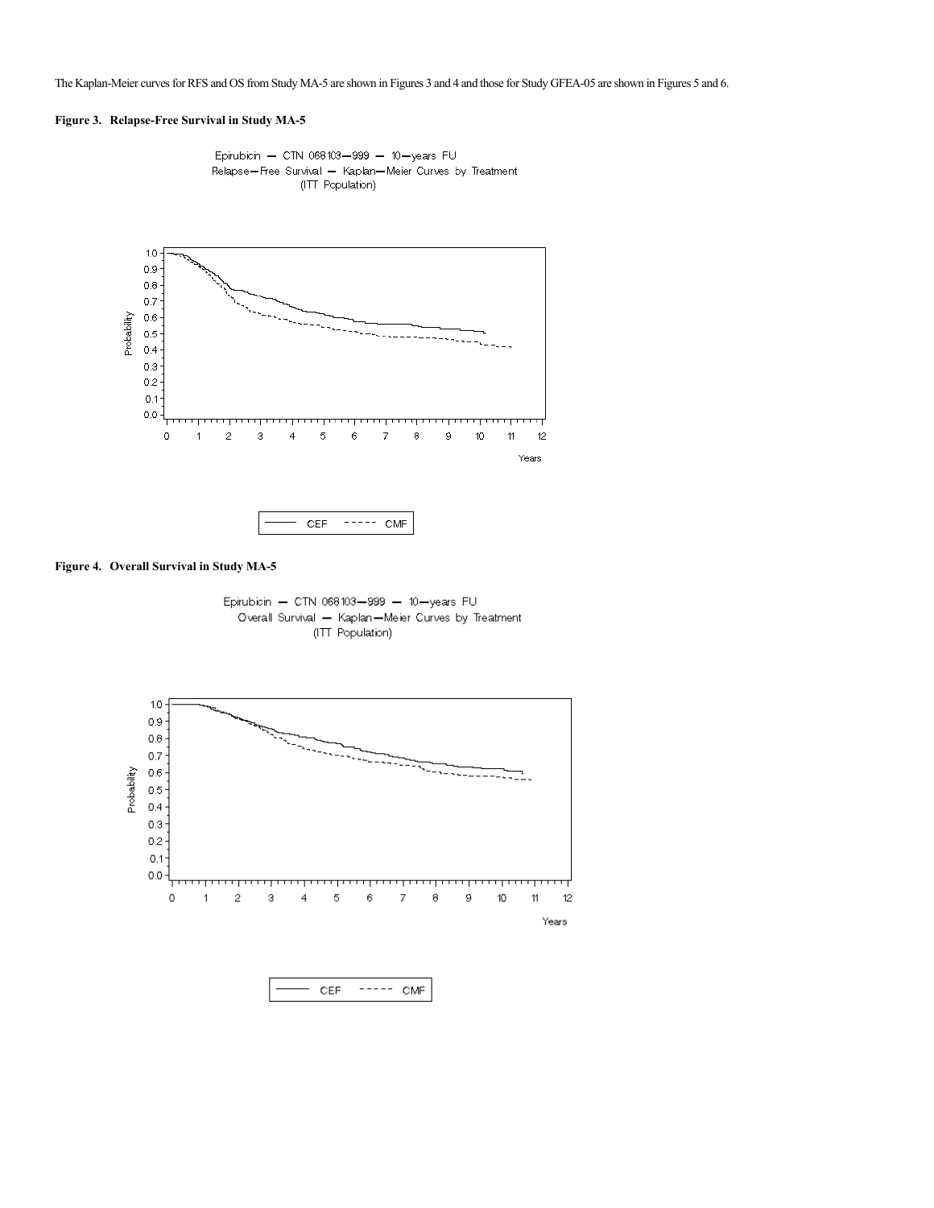The Kaplan-Meier curves for RFS and OS from Study MA-5 are shown in Figures 3 and 4 and those for Study GFEA-05 are shown in Figures 5 and 6.

**Figure 3. Relapse-Free Survival in Study MA-5**

Epirubicin — CTN 068103—999 — 10—years FU
Relapse—Free Survival — Kaplan—Meier Curves by Treatment
(ITT Population)

**Figure 4. Overall Survival in Study MA-5**

Epirubicin — CTN 068103—999 — 10—years FU
Overall Survival — Kaplan—Meier Curves by Treatment
(ITT Population)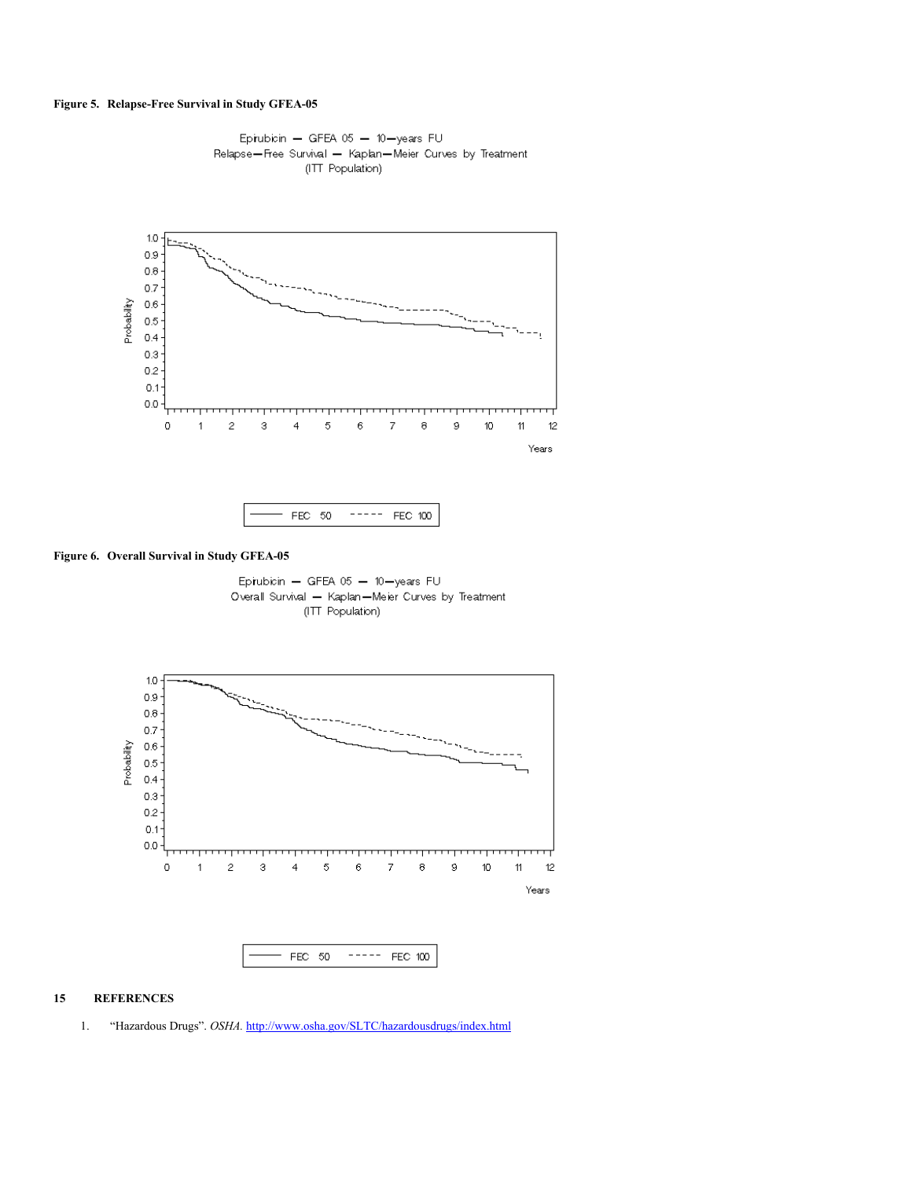**Figure 5. Relapse-Free Survival in Study GFEA-05**

Epirubicin — GFEA 05 — 10—years FU
Relapse—Free Survival — Kaplan—Meier Curves by Treatment
(ITT Population)

FEC 50 ----- FEC 100

**Figure 6. Overall Survival in Study GFEA-05**

Epirubicin — GFEA 05 — 10—years FU
Overall Survival — Kaplan—Meier Curves by Treatment
(ITT Population)

FEC 50 ----- FEC 100

## 15 REFERENCES

1. "Hazardous Drugs". *OSHA.* http://www.osha.gov/SLTC/hazardousdrugs/index.html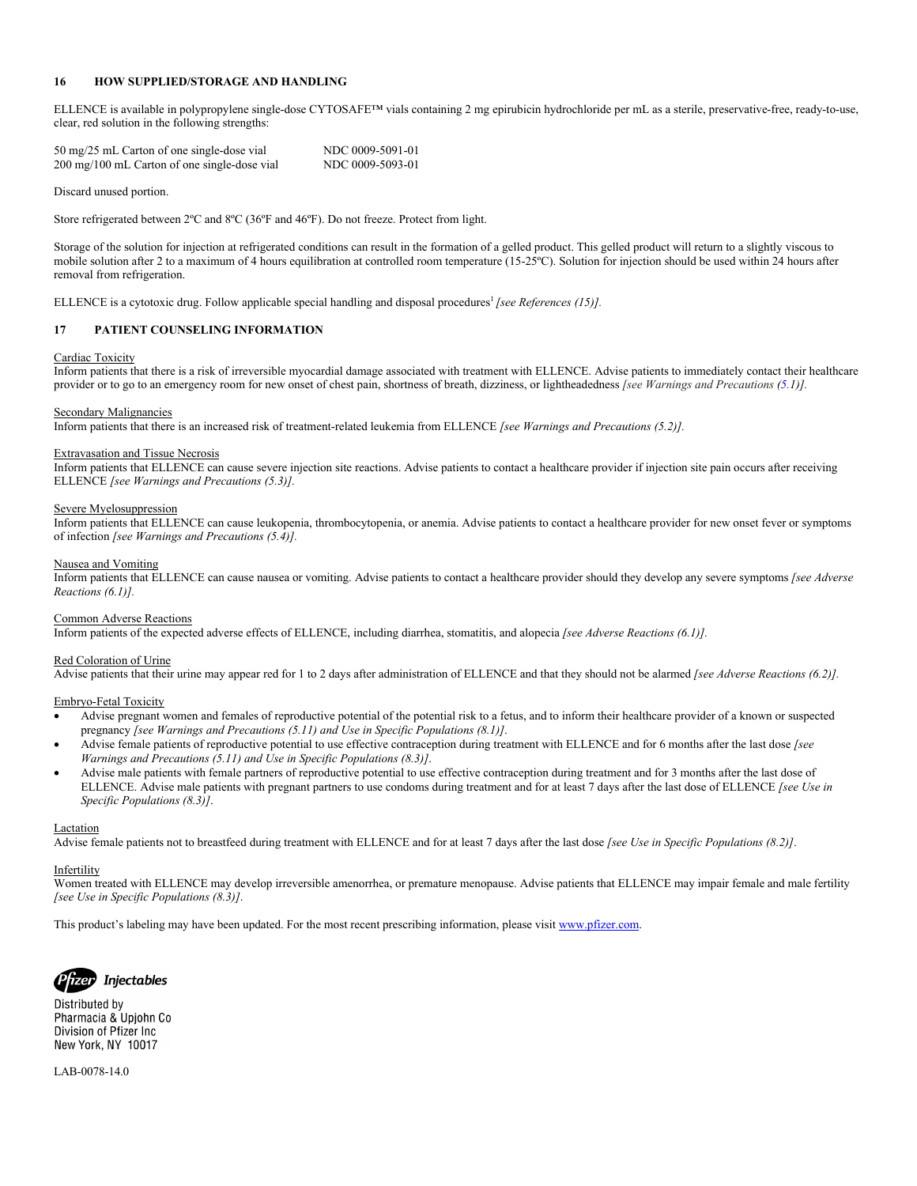## 16 HOW SUPPLIED/STORAGE AND HANDLING

ELLENCE is available in polypropylene single-dose CYTOSAFE™ vials containing 2 mg epirubicin hydrochloride per mL as a sterile, preservative-free, ready-to-use, clear, red solution in the following strengths:

| | |
|---|---|
| 50 mg/25 mL Carton of one single-dose vial | NDC 0009-5091-01 |
| 200 mg/100 mL Carton of one single-dose vial | NDC 0009-5093-01 |

Discard unused portion.

Store refrigerated between 2ºC and 8ºC (36ºF and 46ºF). Do not freeze. Protect from light.

Storage of the solution for injection at refrigerated conditions can result in the formation of a gelled product. This gelled product will return to a slightly viscous to mobile solution after 2 to a maximum of 4 hours equilibration at controlled room temperature (15-25ºC). Solution for injection should be used within 24 hours after removal from refrigeration.

ELLENCE is a cytotoxic drug. Follow applicable special handling and disposal procedures[1] *[see References (15)].*

## 17 PATIENT COUNSELING INFORMATION

Cardiac Toxicity
Inform patients that there is a risk of irreversible myocardial damage associated with treatment with ELLENCE. Advise patients to immediately contact their healthcare provider or to go to an emergency room for new onset of chest pain, shortness of breath, dizziness, or lightheadedness *[see Warnings and Precautions (5.1)].*

Secondary Malignancies
Inform patients that there is an increased risk of treatment-related leukemia from ELLENCE *[see Warnings and Precautions (5.2)].*

Extravasation and Tissue Necrosis
Inform patients that ELLENCE can cause severe injection site reactions. Advise patients to contact a healthcare provider if injection site pain occurs after receiving ELLENCE *[see Warnings and Precautions (5.3)].*

Severe Myelosuppression
Inform patients that ELLENCE can cause leukopenia, thrombocytopenia, or anemia. Advise patients to contact a healthcare provider for new onset fever or symptoms of infection *[see Warnings and Precautions (5.4)].*

Nausea and Vomiting
Inform patients that ELLENCE can cause nausea or vomiting. Advise patients to contact a healthcare provider should they develop any severe symptoms *[see Adverse Reactions (6.1)].*

Common Adverse Reactions
Inform patients of the expected adverse effects of ELLENCE, including diarrhea, stomatitis, and alopecia *[see Adverse Reactions (6.1)].*

Red Coloration of Urine
Advise patients that their urine may appear red for 1 to 2 days after administration of ELLENCE and that they should not be alarmed *[see Adverse Reactions (6.2)].*

Embryo-Fetal Toxicity
- Advise pregnant women and females of reproductive potential of the potential risk to a fetus, and to inform their healthcare provider of a known or suspected pregnancy *[see Warnings and Precautions (5.11) and Use in Specific Populations (8.1)]*.
- Advise female patients of reproductive potential to use effective contraception during treatment with ELLENCE and for 6 months after the last dose *[see Warnings and Precautions (5.11) and Use in Specific Populations (8.3)]*.
- Advise male patients with female partners of reproductive potential to use effective contraception during treatment and for 3 months after the last dose of ELLENCE. Advise male patients with pregnant partners to use condoms during treatment and for at least 7 days after the last dose of ELLENCE *[see Use in Specific Populations (8.3)]*.

Lactation
Advise female patients not to breastfeed during treatment with ELLENCE and for at least 7 days after the last dose *[see Use in Specific Populations (8.2)]*.

Infertility
Women treated with ELLENCE may develop irreversible amenorrhea, or premature menopause. Advise patients that ELLENCE may impair female and male fertility *[see Use in Specific Populations (8.3)]*.

This product's labeling may have been updated. For the most recent prescribing information, please visit www.pfizer.com.

Pfizer Injectables

Distributed by
Pharmacia & Upjohn Co
Division of Pfizer Inc
New York, NY 10017

LAB-0078-14.0